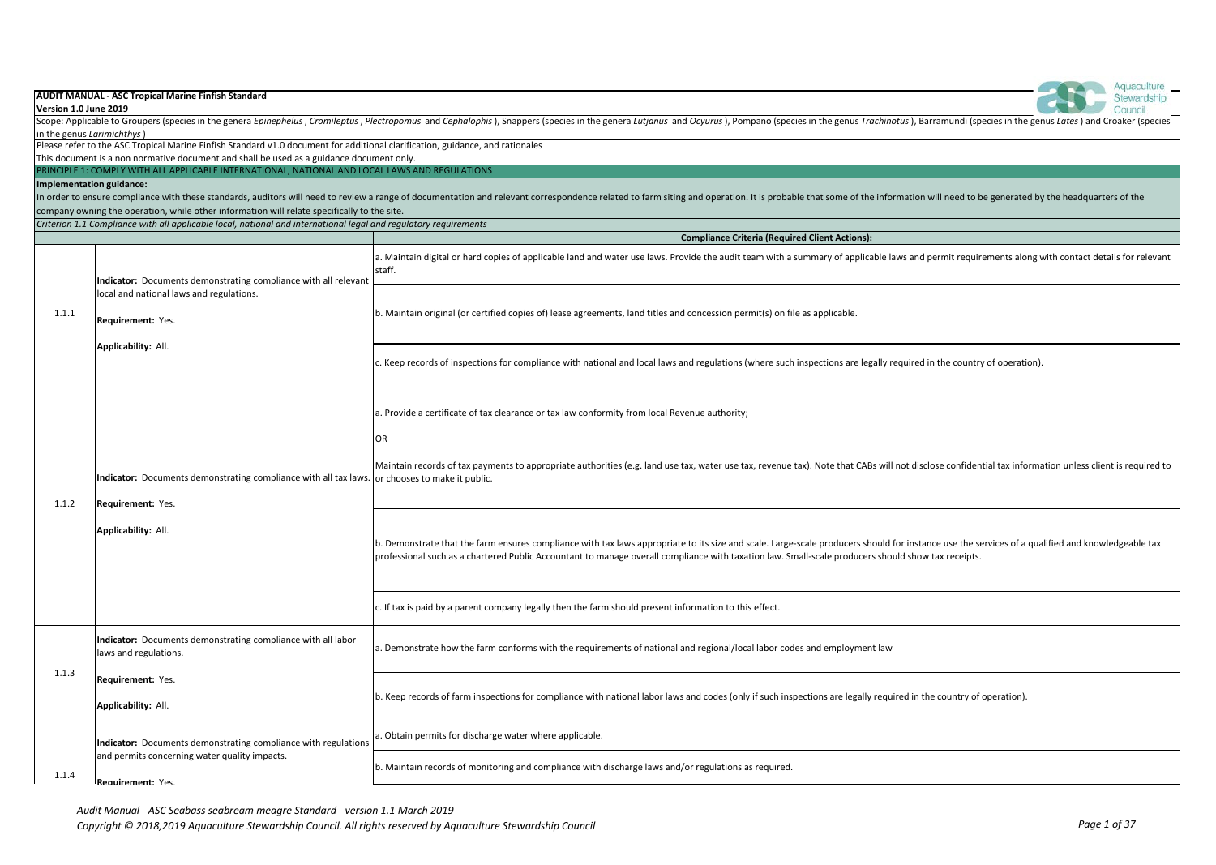**AUDIT MANUAL - ASC Tropical Marine Finfish Standard**
**Version 1.0 June 2019**

Scope: Applicable to Groupers (species in the genera *Epinephelus*, *Cromileptus*, *Plectropomus* and *Cephalophis*), Snappers (species in the genera *Lutjanus* and *Ocyurus*), Pompano (species in the genus *Trachinotus*), Barramundi (species in the genus *Lates*) and Croaker (species in the genus *Larimichthys*)

Please refer to the ASC Tropical Marine Finfish Standard v1.0 document for additional clarification, guidance, and rationales

This document is a non normative document and shall be used as a guidance document only.

## PRINCIPLE 1: COMPLY WITH ALL APPLICABLE INTERNATIONAL, NATIONAL AND LOCAL LAWS AND REGULATIONS

**Implementation guidance:**

In order to ensure compliance with these standards, auditors will need to review a range of documentation and relevant correspondence related to farm siting and operation. It is probable that some of the information will need to be generated by the headquarters of the company owning the operation, while other information will relate specifically to the site.

*Criterion 1.1 Compliance with all applicable local, national and international legal and regulatory requirements*

| | | Compliance Criteria (Required Client Actions): |
|---|---|---|
| 1.1.1 | **Indicator:** Documents demonstrating compliance with all relevant local and national laws and regulations.<br><br>**Requirement:** Yes.<br><br>**Applicability:** All. | a. Maintain digital or hard copies of applicable land and water use laws. Provide the audit team with a summary of applicable laws and permit requirements along with contact details for relevant staff. |
| | | b. Maintain original (or certified copies of) lease agreements, land titles and concession permit(s) on file as applicable. |
| | | c. Keep records of inspections for compliance with national and local laws and regulations (where such inspections are legally required in the country of operation). |
| 1.1.2 | **Indicator:** Documents demonstrating compliance with all tax laws.<br><br>**Requirement:** Yes.<br><br>**Applicability:** All. | a. Provide a certificate of tax clearance or tax law conformity from local Revenue authority;<br><br>OR<br><br>Maintain records of tax payments to appropriate authorities (e.g. land use tax, water use tax, revenue tax). Note that CABs will not disclose confidential tax information unless client is required to or chooses to make it public. |
| | | b. Demonstrate that the farm ensures compliance with tax laws appropriate to its size and scale. Large-scale producers should for instance use the services of a qualified and knowledgeable tax professional such as a chartered Public Accountant to manage overall compliance with taxation law. Small-scale producers should show tax receipts. |
| | | c. If tax is paid by a parent company legally then the farm should present information to this effect. |
| 1.1.3 | **Indicator:** Documents demonstrating compliance with all labor laws and regulations.<br><br>**Requirement:** Yes.<br><br>**Applicability:** All. | a. Demonstrate how the farm conforms with the requirements of national and regional/local labor codes and employment law |
| | | b. Keep records of farm inspections for compliance with national labor laws and codes (only if such inspections are legally required in the country of operation). |
| 1.1.4 | **Indicator:** Documents demonstrating compliance with regulations and permits concerning water quality impacts.<br><br>**Requirement:** Yes. | a. Obtain permits for discharge water where applicable. |
| | | b. Maintain records of monitoring and compliance with discharge laws and/or regulations as required. |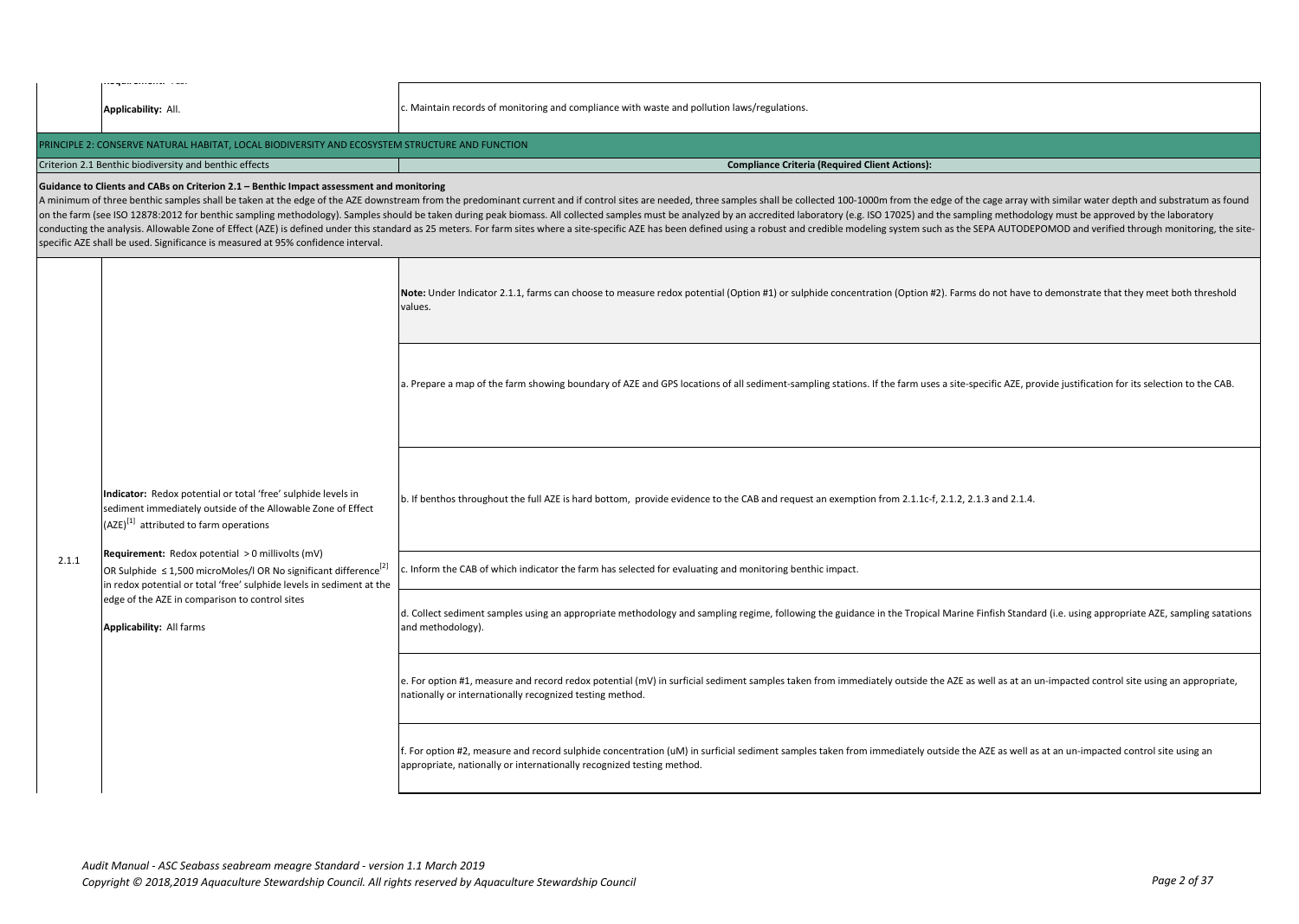| | | |
|---|---|---|
| | Requirement: Yes.<br>**Applicability:** All. | c. Maintain records of monitoring and compliance with waste and pollution laws/regulations. |

PRINCIPLE 2: CONSERVE NATURAL HABITAT, LOCAL BIODIVERSITY AND ECOSYSTEM STRUCTURE AND FUNCTION

| Criterion 2.1 Benthic biodiversity and benthic effects | **Compliance Criteria (Required Client Actions):** |
|---|---|

**Guidance to Clients and CABs on Criterion 2.1 – Benthic Impact assessment and monitoring**
A minimum of three benthic samples shall be taken at the edge of the AZE downstream from the predominant current and if control sites are needed, three samples shall be collected 100-1000m from the edge of the cage array with similar water depth and substratum as found on the farm (see ISO 12878:2012 for benthic sampling methodology). Samples should be taken during peak biomass. All collected samples must be analyzed by an accredited laboratory (e.g. ISO 17025) and the sampling methodology must be approved by the laboratory conducting the analysis. Allowable Zone of Effect (AZE) is defined under this standard as 25 meters. For farm sites where a site-specific AZE has been defined using a robust and credible modeling system such as the SEPA AUTODEPOMOD and verified through monitoring, the site-specific AZE shall be used. Significance is measured at 95% confidence interval.

| | | |
|---|---|---|
| 2.1.1 | **Indicator:** Redox potential or total 'free' sulphide levels in sediment immediately outside of the Allowable Zone of Effect (AZE)[1] attributed to farm operations<br><br>**Requirement:** Redox potential > 0 millivolts (mV) OR Sulphide ≤ 1,500 microMoles/l OR No significant difference[2] in redox potential or total 'free' sulphide levels in sediment at the edge of the AZE in comparison to control sites<br><br>**Applicability:** All farms | **Note:** Under Indicator 2.1.1, farms can choose to measure redox potential (Option #1) or sulphide concentration (Option #2). Farms do not have to demonstrate that they meet both threshold values. |
| | | a. Prepare a map of the farm showing boundary of AZE and GPS locations of all sediment-sampling stations. If the farm uses a site-specific AZE, provide justification for its selection to the CAB. |
| | | b. If benthos throughout the full AZE is hard bottom, provide evidence to the CAB and request an exemption from 2.1.1c-f, 2.1.2, 2.1.3 and 2.1.4. |
| | | c. Inform the CAB of which indicator the farm has selected for evaluating and monitoring benthic impact. |
| | | d. Collect sediment samples using an appropriate methodology and sampling regime, following the guidance in the Tropical Marine Finfish Standard (i.e. using appropriate AZE, sampling satations and methodology). |
| | | e. For option #1, measure and record redox potential (mV) in surficial sediment samples taken from immediately outside the AZE as well as at an un-impacted control site using an appropriate, nationally or internationally recognized testing method. |
| | | f. For option #2, measure and record sulphide concentration (uM) in surficial sediment samples taken from immediately outside the AZE as well as at an un-impacted control site using an appropriate, nationally or internationally recognized testing method. |

*Audit Manual - ASC Seabass seabream meagre Standard - version 1.1 March 2019*
*Copyright © 2018,2019 Aquaculture Stewardship Council. All rights reserved by Aquaculture Stewardship Council*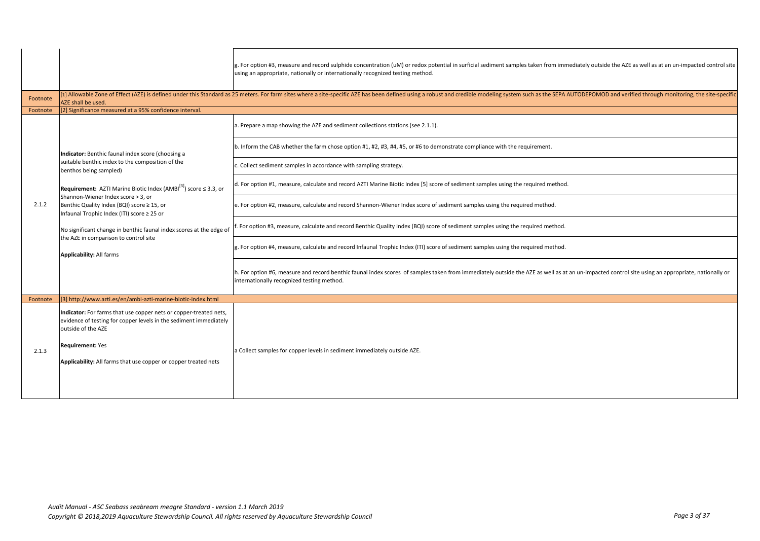| | | |
|---|---|---|
| | | g. For option #3, measure and record sulphide concentration (uM) or redox potential in surficial sediment samples taken from immediately outside the AZE as well as at an un-impacted control site using an appropriate, nationally or internationally recognized testing method. |
| Footnote | [1] Allowable Zone of Effect (AZE) is defined under this Standard as 25 meters. For farm sites where a site-specific AZE has been defined using a robust and credible modeling system such as the SEPA AUTODEPOMOD and verified through monitoring, the site-specific AZE shall be used. | |
| Footnote | [2] Significance measured at a 95% confidence interval. | |
| 2.1.2 | **Indicator:** Benthic faunal index score (choosing a suitable benthic index to the composition of the benthos being sampled)<br><br>**Requirement:** AZTI Marine Biotic Index (AMBI[3]) score ≤ 3.3, or Shannon-Wiener Index score > 3, or Benthic Quality Index (BQI) score ≥ 15, or Infaunal Trophic Index (ITI) score ≥ 25 or<br><br>No significant change in benthic faunal index scores at the edge of the AZE in comparison to control site<br><br>**Applicability:** All farms | a. Prepare a map showing the AZE and sediment collections stations (see 2.1.1).<br><br>b. Inform the CAB whether the farm chose option #1, #2, #3, #4, #5, or #6 to demonstrate compliance with the requirement.<br><br>c. Collect sediment samples in accordance with sampling strategy.<br><br>d. For option #1, measure, calculate and record AZTI Marine Biotic Index [5] score of sediment samples using the required method.<br><br>e. For option #2, measure, calculate and record Shannon-Wiener Index score of sediment samples using the required method.<br><br>f. For option #3, measure, calculate and record Benthic Quality Index (BQI) score of sediment samples using the required method.<br><br>g. For option #4, measure, calculate and record Infaunal Trophic Index (ITI) score of sediment samples using the required method.<br><br>h. For option #6, measure and record benthic faunal index scores of samples taken from immediately outside the AZE as well as at an un-impacted control site using an appropriate, nationally or internationally recognized testing method. |
| Footnote | [3] http://www.azti.es/en/ambi-azti-marine-biotic-index.html | |
| 2.1.3 | **Indicator:** For farms that use copper nets or copper-treated nets, evidence of testing for copper levels in the sediment immediately outside of the AZE<br><br>**Requirement:** Yes<br><br>**Applicability:** All farms that use copper or copper treated nets | a Collect samples for copper levels in sediment immediately outside AZE. |

*Audit Manual - ASC Seabass seabream meagre Standard - version 1.1 March 2019*
*Copyright © 2018,2019 Aquaculture Stewardship Council. All rights reserved by Aquaculture Stewardship Council*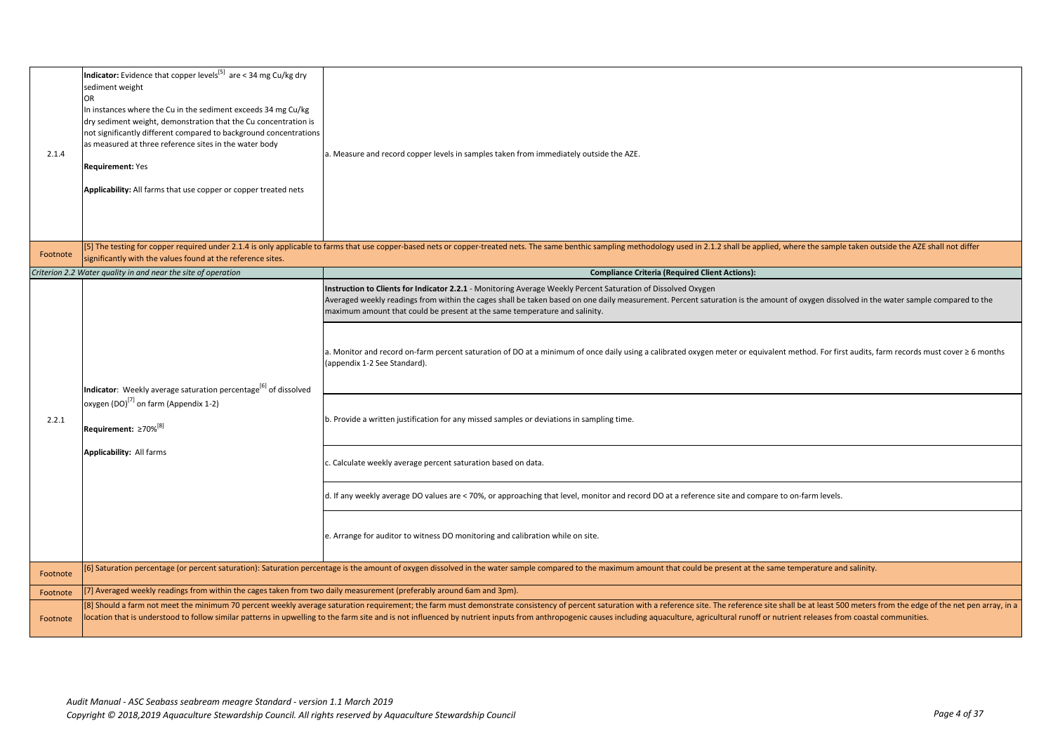| | | |
|---|---|---|
| 2.1.4 | **Indicator:** Evidence that copper levels[5] are < 34 mg Cu/kg dry sediment weight<br>OR<br>In instances where the Cu in the sediment exceeds 34 mg Cu/kg dry sediment weight, demonstration that the Cu concentration is not significantly different compared to background concentrations as measured at three reference sites in the water body<br><br>**Requirement:** Yes<br><br>**Applicability:** All farms that use copper or copper treated nets | a. Measure and record copper levels in samples taken from immediately outside the AZE. |
| Footnote | [5] The testing for copper required under 2.1.4 is only applicable to farms that use copper-based nets or copper-treated nets. The same benthic sampling methodology used in 2.1.2 shall be applied, where the sample taken outside the AZE shall not differ significantly with the values found at the reference sites. | |
| *Criterion 2.2 Water quality in and near the site of operation* | | **Compliance Criteria (Required Client Actions):** |
| 2.2.1 | **Indicator**: Weekly average saturation percentage[6] of dissolved oxygen (DO)[7] on farm (Appendix 1-2)<br><br>**Requirement:** ≥70%[8]<br><br>**Applicability:** All farms | **Instruction to Clients for Indicator 2.2.1** - Monitoring Average Weekly Percent Saturation of Dissolved Oxygen<br>Averaged weekly readings from within the cages shall be taken based on one daily measurement. Percent saturation is the amount of oxygen dissolved in the water sample compared to the maximum amount that could be present at the same temperature and salinity. |
| | | a. Monitor and record on-farm percent saturation of DO at a minimum of once daily using a calibrated oxygen meter or equivalent method. For first audits, farm records must cover ≥ 6 months (appendix 1-2 See Standard). |
| | | b. Provide a written justification for any missed samples or deviations in sampling time. |
| | | c. Calculate weekly average percent saturation based on data. |
| | | d. If any weekly average DO values are < 70%, or approaching that level, monitor and record DO at a reference site and compare to on-farm levels. |
| | | e. Arrange for auditor to witness DO monitoring and calibration while on site. |
| Footnote | [6] Saturation percentage (or percent saturation): Saturation percentage is the amount of oxygen dissolved in the water sample compared to the maximum amount that could be present at the same temperature and salinity. | |
| Footnote | [7] Averaged weekly readings from within the cages taken from two daily measurement (preferably around 6am and 3pm). | |
| Footnote | [8] Should a farm not meet the minimum 70 percent weekly average saturation requirement; the farm must demonstrate consistency of percent saturation with a reference site. The reference site shall be at least 500 meters from the edge of the net pen array, in a location that is understood to follow similar patterns in upwelling to the farm site and is not influenced by nutrient inputs from anthropogenic causes including aquaculture, agricultural runoff or nutrient releases from coastal communities. | |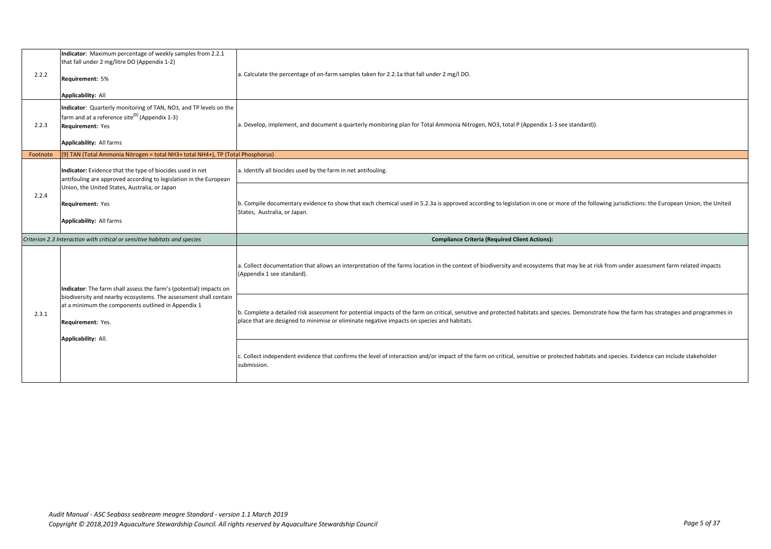| | | |
|---|---|---|
| 2.2.2 | **Indicator**: Maximum percentage of weekly samples from 2.2.1 that fall under 2 mg/litre DO (Appendix 1-2)<br><br>**Requirement:** 5%<br><br>**Applicability:** All | a. Calculate the percentage of on-farm samples taken for 2.2.1a that fall under 2 mg/l DO. |
| 2.2.3 | **Indicator**: Quarterly monitoring of TAN, NO3, and TP levels on the farm and at a reference site[9] (Appendix 1-3)<br>**Requirement:** Yes<br><br>**Applicability:** All farms | a. Develop, implement, and document a quarterly monitoring plan for Total Ammonia Nitrogen, NO3, total P (Appendix 1-3 see standard)). |
| Footnote | [9] TAN (Total Ammonia Nitrogen = total NH3+ total NH4+), TP (Total Phosphorus) | |
| 2.2.4 | **Indicator:** Evidence that the type of biocides used in net antifouling are approved according to legislation in the European Union, the United States, Australia, or Japan<br><br>**Requirement:** Yes<br><br>**Applicability:** All farms | a. Identify all biocides used by the farm in net antifouling. |
| | | b. Compile documentary evidence to show that each chemical used in 5.2.3a is approved according to legislation in one or more of the following jurisdictions: the European Union, the United States, Australia, or Japan. |
| *Criterion 2.3 Interaction with critical or sensitive habitats and species* | | **Compliance Criteria (Required Client Actions):** |
| 2.3.1 | **Indicator**: The farm shall assess the farm's (potential) impacts on biodiversity and nearby ecosystems. The assessment shall contain at a minimum the components outlined in Appendix 1<br><br>**Requirement:** Yes.<br><br>**Applicability:** All. | a. Collect documentation that allows an interpretation of the farms location in the context of biodiversity and ecosystems that may be at risk from under assessment farm related impacts (Appendix 1 see standard). |
| | | b. Complete a detailed risk assessment for potential impacts of the farm on critical, sensitive and protected habitats and species. Demonstrate how the farm has strategies and programmes in place that are designed to minimise or eliminate negative impacts on species and habitats. |
| | | c. Collect independent evidence that confirms the level of interaction and/or impact of the farm on critical, sensitive or protected habitats and species. Evidence can include stakeholder submission. |

*Audit Manual - ASC Seabass seabream meagre Standard - version 1.1 March 2019*
*Copyright © 2018,2019 Aquaculture Stewardship Council. All rights reserved by Aquaculture Stewardship Council*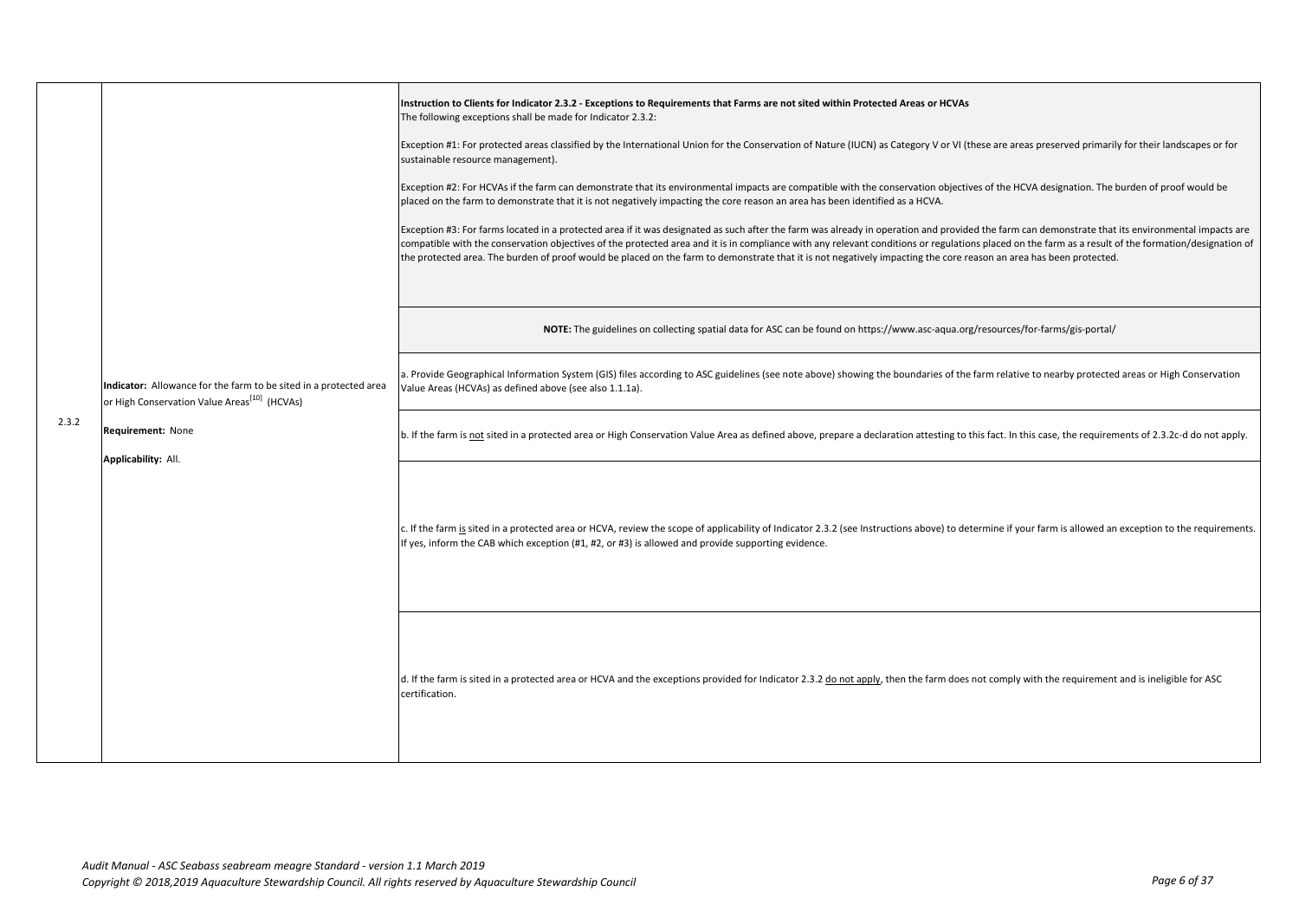| | | |
|---|---|---|
| 2.3.2 | **Indicator:** Allowance for the farm to be sited in a protected area or High Conservation Value Areas[10] (HCVAs)<br><br>**Requirement:** None<br><br>**Applicability:** All. | **Instruction to Clients for Indicator 2.3.2 - Exceptions to Requirements that Farms are not sited within Protected Areas or HCVAs**<br>The following exceptions shall be made for Indicator 2.3.2:<br><br>Exception #1: For protected areas classified by the International Union for the Conservation of Nature (IUCN) as Category V or VI (these are areas preserved primarily for their landscapes or for sustainable resource management).<br><br>Exception #2: For HCVAs if the farm can demonstrate that its environmental impacts are compatible with the conservation objectives of the HCVA designation. The burden of proof would be placed on the farm to demonstrate that it is not negatively impacting the core reason an area has been identified as a HCVA.<br><br>Exception #3: For farms located in a protected area if it was designated as such after the farm was already in operation and provided the farm can demonstrate that its environmental impacts are compatible with the conservation objectives of the protected area and it is in compliance with any relevant conditions or regulations placed on the farm as a result of the formation/designation of the protected area. The burden of proof would be placed on the farm to demonstrate that it is not negatively impacting the core reason an area has been protected. |
| | | **NOTE:** The guidelines on collecting spatial data for ASC can be found on https://www.asc-aqua.org/resources/for-farms/gis-portal/ |
| | | a. Provide Geographical Information System (GIS) files according to ASC guidelines (see note above) showing the boundaries of the farm relative to nearby protected areas or High Conservation Value Areas (HCVAs) as defined above (see also 1.1.1a). |
| | | b. If the farm is <u>not</u> sited in a protected area or High Conservation Value Area as defined above, prepare a declaration attesting to this fact. In this case, the requirements of 2.3.2c-d do not apply. |
| | | c. If the farm <u>is</u> sited in a protected area or HCVA, review the scope of applicability of Indicator 2.3.2 (see Instructions above) to determine if your farm is allowed an exception to the requirements. If yes, inform the CAB which exception (#1, #2, or #3) is allowed and provide supporting evidence. |
| | | d. If the farm is sited in a protected area or HCVA and the exceptions provided for Indicator 2.3.2 <u>do not apply</u>, then the farm does not comply with the requirement and is ineligible for ASC certification. |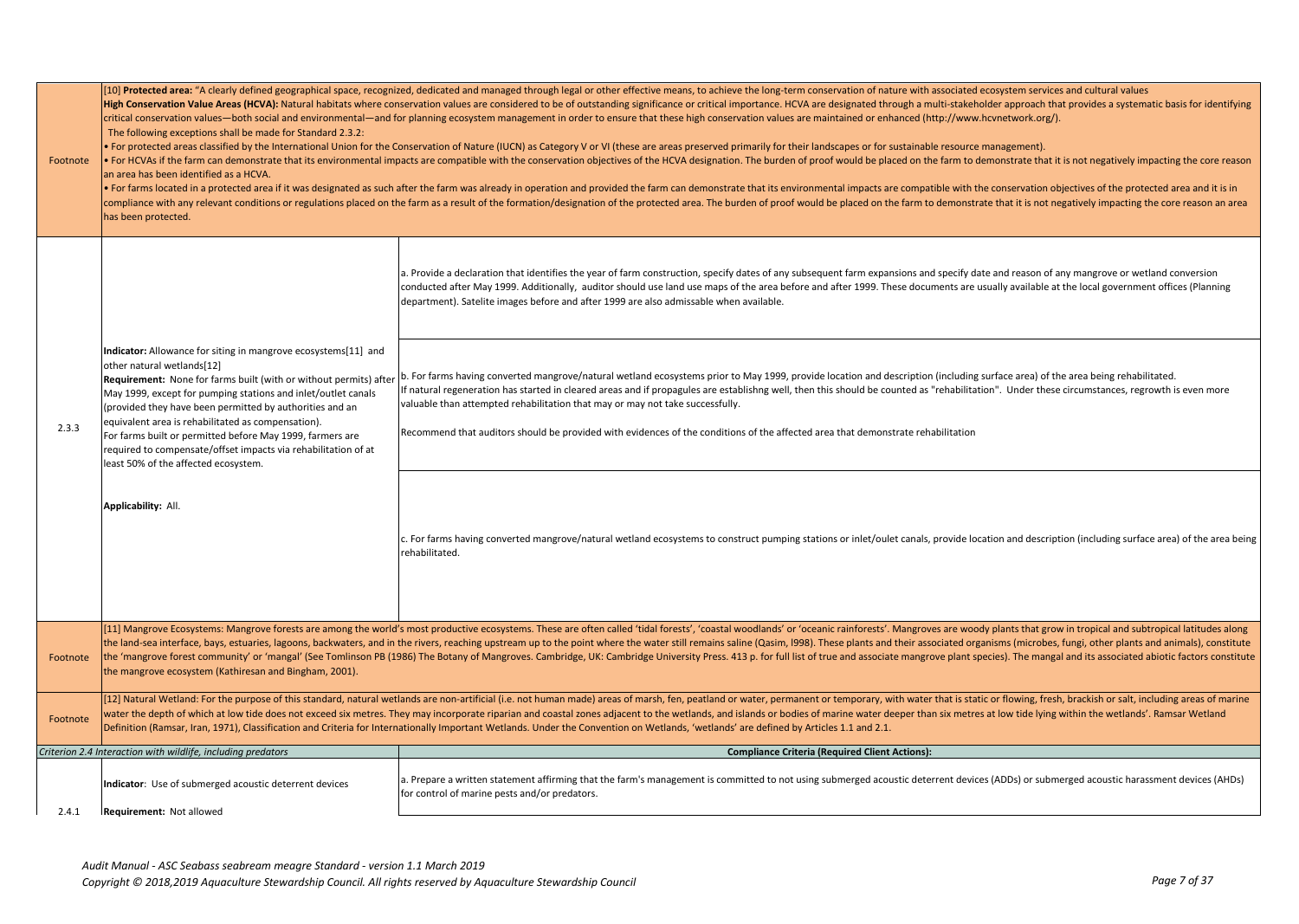| | | |
|---|---|---|
| Footnote | [10] **Protected area:** "A clearly defined geographical space, recognized, dedicated and managed through legal or other effective means, to achieve the long-term conservation of nature with associated ecosystem services and cultural values<br>**High Conservation Value Areas (HCVA):** Natural habitats where conservation values are considered to be of outstanding significance or critical importance. HCVA are designated through a multi-stakeholder approach that provides a systematic basis for identifying critical conservation values—both social and environmental—and for planning ecosystem management in order to ensure that these high conservation values are maintained or enhanced (http://www.hcvnetwork.org/).<br>The following exceptions shall be made for Standard 2.3.2:<br>• For protected areas classified by the International Union for the Conservation of Nature (IUCN) as Category V or VI (these are areas preserved primarily for their landscapes or for sustainable resource management).<br>• For HCVAs if the farm can demonstrate that its environmental impacts are compatible with the conservation objectives of the HCVA designation. The burden of proof would be placed on the farm to demonstrate that it is not negatively impacting the core reason an area has been identified as a HCVA.<br>• For farms located in a protected area if it was designated as such after the farm was already in operation and provided the farm can demonstrate that its environmental impacts are compatible with the conservation objectives of the protected area and it is in compliance with any relevant conditions or regulations placed on the farm as a result of the formation/designation of the protected area. The burden of proof would be placed on the farm to demonstrate that it is not negatively impacting the core reason an area has been protected. | |
| 2.3.3 | **Indicator:** Allowance for siting in mangrove ecosystems[11] and other natural wetlands[12]<br>**Requirement:** None for farms built (with or without permits) after May 1999, except for pumping stations and inlet/outlet canals (provided they have been permitted by authorities and an equivalent area is rehabilitated as compensation).<br>For farms built or permitted before May 1999, farmers are required to compensate/offset impacts via rehabilitation of at least 50% of the affected ecosystem.<br><br>**Applicability:** All. | a. Provide a declaration that identifies the year of farm construction, specify dates of any subsequent farm expansions and specify date and reason of any mangrove or wetland conversion conducted after May 1999. Additionally, auditor should use land use maps of the area before and after 1999. These documents are usually available at the local government offices (Planning department). Satelite images before and after 1999 are also admissable when available. |
| | | b. For farms having converted mangrove/natural wetland ecosystems prior to May 1999, provide location and description (including surface area) of the area being rehabilitated.<br>If natural regeneration has started in cleared areas and if propagules are establishng well, then this should be counted as "rehabilitation". Under these circumstances, regrowth is even more valuable than attempted rehabilitation that may or may not take successfully.<br><br>Recommend that auditors should be provided with evidences of the conditions of the affected area that demonstrate rehabilitation |
| | | c. For farms having converted mangrove/natural wetland ecosystems to construct pumping stations or inlet/oulet canals, provide location and description (including surface area) of the area being rehabilitated. |
| Footnote | [11] Mangrove Ecosystems: Mangrove forests are among the world's most productive ecosystems. These are often called 'tidal forests', 'coastal woodlands' or 'oceanic rainforests'. Mangroves are woody plants that grow in tropical and subtropical latitudes along the land-sea interface, bays, estuaries, lagoons, backwaters, and in the rivers, reaching upstream up to the point where the water still remains saline (Qasim, I998). These plants and their associated organisms (microbes, fungi, other plants and animals), constitute the 'mangrove forest community' or 'mangal' (See Tomlinson PB (1986) The Botany of Mangroves. Cambridge, UK: Cambridge University Press. 413 p. for full list of true and associate mangrove plant species). The mangal and its associated abiotic factors constitute the mangrove ecosystem (Kathiresan and Bingham, 2001). | |
| Footnote | [12] Natural Wetland: For the purpose of this standard, natural wetlands are non-artificial (i.e. not human made) areas of marsh, fen, peatland or water, permanent or temporary, with water that is static or flowing, fresh, brackish or salt, including areas of marine water the depth of which at low tide does not exceed six metres. They may incorporate riparian and coastal zones adjacent to the wetlands, and islands or bodies of marine water deeper than six metres at low tide lying within the wetlands'. Ramsar Wetland Definition (Ramsar, Iran, 1971), Classification and Criteria for Internationally Important Wetlands. Under the Convention on Wetlands, 'wetlands' are defined by Articles 1.1 and 2.1. | |
| | *Criterion 2.4 Interaction with wildlife, including predators* | **Compliance Criteria (Required Client Actions):** |
| 2.4.1 | **Indicator**: Use of submerged acoustic deterrent devices<br>**Requirement:** Not allowed | a. Prepare a written statement affirming that the farm's management is committed to not using submerged acoustic deterrent devices (ADDs) or submerged acoustic harassment devices (AHDs) for control of marine pests and/or predators. |

*Audit Manual - ASC Seabass seabream meagre Standard - version 1.1 March 2019*
*Copyright © 2018,2019 Aquaculture Stewardship Council. All rights reserved by Aquaculture Stewardship Council*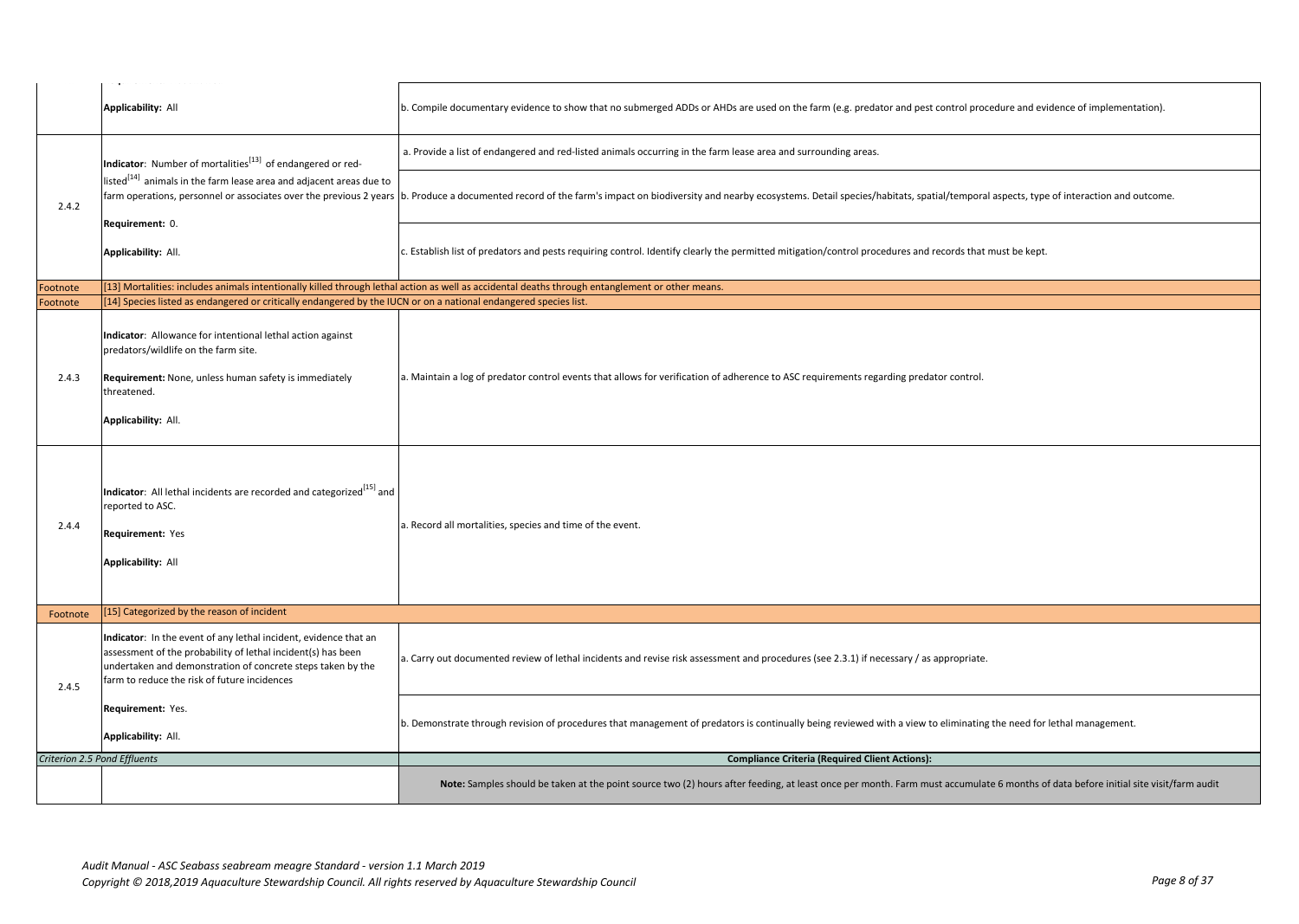| | | |
|---|---|---|
| | **Applicability:** All | b. Compile documentary evidence to show that no submerged ADDs or AHDs are used on the farm (e.g. predator and pest control procedure and evidence of implementation). |
| 2.4.2 | **Indicator**: Number of mortalities[13] of endangered or red-listed[14] animals in the farm lease area and adjacent areas due to farm operations, personnel or associates over the previous 2 years<br><br>**Requirement:** 0.<br><br>**Applicability:** All. | a. Provide a list of endangered and red-listed animals occurring in the farm lease area and surrounding areas. |
| | | b. Produce a documented record of the farm's impact on biodiversity and nearby ecosystems. Detail species/habitats, spatial/temporal aspects, type of interaction and outcome. |
| | | c. Establish list of predators and pests requiring control. Identify clearly the permitted mitigation/control procedures and records that must be kept. |
| Footnote | [13] Mortalities: includes animals intentionally killed through lethal action as well as accidental deaths through entanglement or other means. | |
| Footnote | [14] Species listed as endangered or critically endangered by the IUCN or on a national endangered species list. | |
| 2.4.3 | **Indicator**: Allowance for intentional lethal action against predators/wildlife on the farm site.<br><br>**Requirement:** None, unless human safety is immediately threatened.<br><br>**Applicability:** All. | a. Maintain a log of predator control events that allows for verification of adherence to ASC requirements regarding predator control. |
| 2.4.4 | **Indicator**: All lethal incidents are recorded and categorized[15] and reported to ASC.<br><br>**Requirement:** Yes<br><br>**Applicability:** All | a. Record all mortalities, species and time of the event. |
| Footnote | [15] Categorized by the reason of incident | |
| 2.4.5 | **Indicator**: In the event of any lethal incident, evidence that an assessment of the probability of lethal incident(s) has been undertaken and demonstration of concrete steps taken by the farm to reduce the risk of future incidences<br><br>**Requirement:** Yes.<br><br>**Applicability:** All. | a. Carry out documented review of lethal incidents and revise risk assessment and procedures (see 2.3.1) if necessary / as appropriate. |
| | | b. Demonstrate through revision of procedures that management of predators is continually being reviewed with a view to eliminating the need for lethal management. |
| *Criterion 2.5 Pond Effluents* | | **Compliance Criteria (Required Client Actions):** |
| | | **Note:** Samples should be taken at the point source two (2) hours after feeding, at least once per month. Farm must accumulate 6 months of data before initial site visit/farm audit |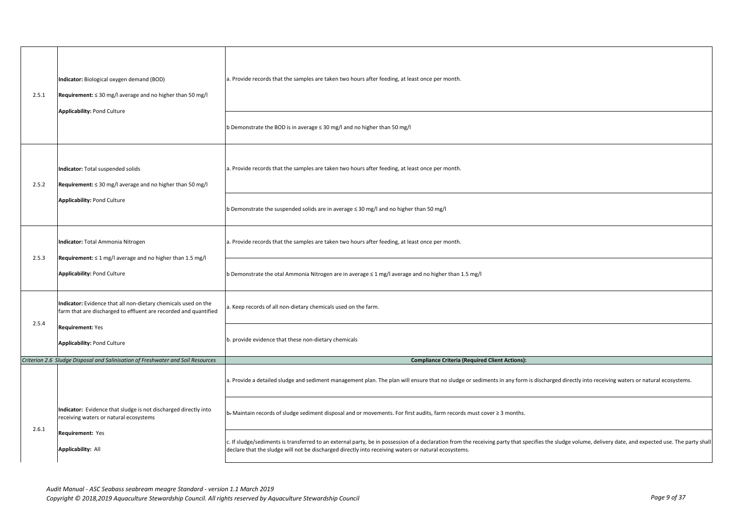| | | |
|---|---|---|
| 2.5.1 | **Indicator:** Biological oxygen demand (BOD)<br><br>**Requirement:** ≤ 30 mg/l average and no higher than 50 mg/l<br><br>**Applicability:** Pond Culture | a. Provide records that the samples are taken two hours after feeding, at least once per month. |
| | | b Demonstrate the BOD is in average ≤ 30 mg/l and no higher than 50 mg/l |
| 2.5.2 | **Indicator:** Total suspended solids<br><br>**Requirement:** ≤ 30 mg/l average and no higher than 50 mg/l<br><br>**Applicability:** Pond Culture | a. Provide records that the samples are taken two hours after feeding, at least once per month. |
| | | b Demonstrate the suspended solids are in average ≤ 30 mg/l and no higher than 50 mg/l |
| 2.5.3 | **Indicator:** Total Ammonia Nitrogen<br><br>**Requirement:** ≤ 1 mg/l average and no higher than 1.5 mg/l<br><br>**Applicability:** Pond Culture | a. Provide records that the samples are taken two hours after feeding, at least once per month. |
| | | b Demonstrate the otal Ammonia Nitrogen are in average ≤ 1 mg/l average and no higher than 1.5 mg/l |
| 2.5.4 | **Indicator:** Evidence that all non-dietary chemicals used on the farm that are discharged to effluent are recorded and quantified<br><br>**Requirement:** Yes<br><br>**Applicability:** Pond Culture | a. Keep records of all non-dietary chemicals used on the farm. |
| | | b. provide evidence that these non-dietary chemicals |
| *Criterion 2.6 Sludge Disposal and Salinisation of Freshwater and Soil Resources* | | **Compliance Criteria (Required Client Actions):** |
| 2.6.1 | **Indicator:** Evidence that sludge is not discharged directly into receiving waters or natural ecosystems<br><br>**Requirement:** Yes<br><br>**Applicability:** All | a. Provide a detailed sludge and sediment management plan. The plan will ensure that no sludge or sediments in any form is discharged directly into receiving waters or natural ecosystems. |
| | | b. Maintain records of sludge sediment disposal and or movements. For first audits, farm records must cover ≥ 3 months. |
| | | c. If sludge/sediments is transferred to an external party, be in possession of a declaration from the receiving party that specifies the sludge volume, delivery date, and expected use. The party shall declare that the sludge will not be discharged directly into receiving waters or natural ecosystems. |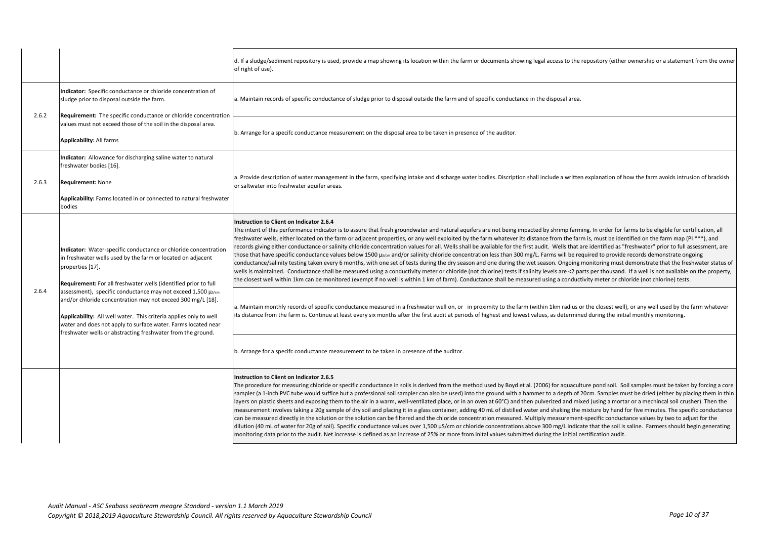| | | |
|---|---|---|
| | | d. If a sludge/sediment repository is used, provide a map showing its location within the farm or documents showing legal access to the repository (either ownership or a statement from the owner of right of use). |
| 2.6.2 | **Indicator:** Specific conductance or chloride concentration of sludge prior to disposal outside the farm.<br><br>**Requirement:** The specific conductance or chloride concentration values must not exceed those of the soil in the disposal area.<br><br>**Applicability:** All farms | a. Maintain records of specific conductance of sludge prior to disposal outside the farm and of specific conductance in the disposal area. |
| | | b. Arrange for a specifc conductance measurement on the disposal area to be taken in presence of the auditor. |
| 2.6.3 | **Indicator:** Allowance for discharging saline water to natural freshwater bodies [16].<br><br>**Requirement:** None<br><br>**Applicability:** Farms located in or connected to natural freshwater bodies | a. Provide description of water management in the farm, specifying intake and discharge water bodies. Discription shall include a written explanation of how the farm avoids intrusion of brackish or saltwater into freshwater aquifer areas. |
| 2.6.4 | **Indicator:** Water-specific conductance or chloride concentration in freshwater wells used by the farm or located on adjacent properties [17].<br><br>**Requirement:** For all freshwater wells (identified prior to full assessment), specific conductance may not exceed 1,500 µs/cm and/or chloride concentration may not exceed 300 mg/L [18].<br><br>**Applicability:** All well water. This criteria applies only to well water and does not apply to surface water. Farms located near freshwater wells or abstracting freshwater from the ground. | **Instruction to Client on Indicator 2.6.4**<br>The intent of this performance indicator is to assure that fresh groundwater and natural aquifers are not being impacted by shrimp farming. In order for farms to be eligible for certification, all freshwater wells, either located on the farm or adjacent properties, or any well exploited by the farm whatever its distance from the farm is, must be identified on the farm map (PI ***), and records giving either conductance or salinity chloride concentration values for all. Wells shall be available for the first audit. Wells that are identified as "freshwater" prior to full assessment, are those that have specific conductance values below 1500 µs/cm and/or salinity chloride concentration less than 300 mg/L. Farms will be required to provide records demonstrate ongoing conductance/salinity testing taken every 6 months, with one set of tests during the dry season and one during the wet season. Ongoing monitoring must demonstrate that the freshwater status of wells is maintained. Conductance shall be measured using a conductivity meter or chloride (not chlorine) tests if salinity levels are <2 parts per thousand. If a well is not available on the property, the closest well within 1km can be monitored (exempt if no well is within 1 km of farm). Conductance shall be measured using a conductivity meter or chloride (not chlorine) tests. |
| | | a. Maintain monthly records of specific conductance measured in a freshwater well on, or in proximity to the farm (within 1km radius or the closest well), or any well used by the farm whatever its distance from the farm is. Continue at least every six months after the first audit at periods of highest and lowest values, as determined during the initial monthly monitoring. |
| | | b. Arrange for a specifc conductance measurement to be taken in presence of the auditor. |
| | | **Instruction to Client on Indicator 2.6.5**<br>The procedure for measuring chloride or specific conductance in soils is derived from the method used by Boyd et al. (2006) for aquaculture pond soil. Soil samples must be taken by forcing a core sampler (a 1-inch PVC tube would suffice but a professional soil sampler can also be used) into the ground with a hammer to a depth of 20cm. Samples must be dried (either by placing them in thin layers on plastic sheets and exposing them to the air in a warm, well-ventilated place, or in an oven at 60°C) and then pulverized and mixed (using a mortar or a mechincal soil crusher). Then the measurement involves taking a 20g sample of dry soil and placing it in a glass container, adding 40 mL of distilled water and shaking the mixture by hand for five minutes. The specific conductance can be measured directly in the solution or the solution can be filtered and the chloride concentration measured. Multiply measurement-specific conductance values by two to adjust for the dilution (40 mL of water for 20g of soil). Specific conductance values over 1,500 µS/cm or chloride concentrations above 300 mg/L indicate that the soil is saline. Farmers should begin generating monitoring data prior to the audit. Net increase is defined as an increase of 25% or more from inital values submitted during the initial certification audit. |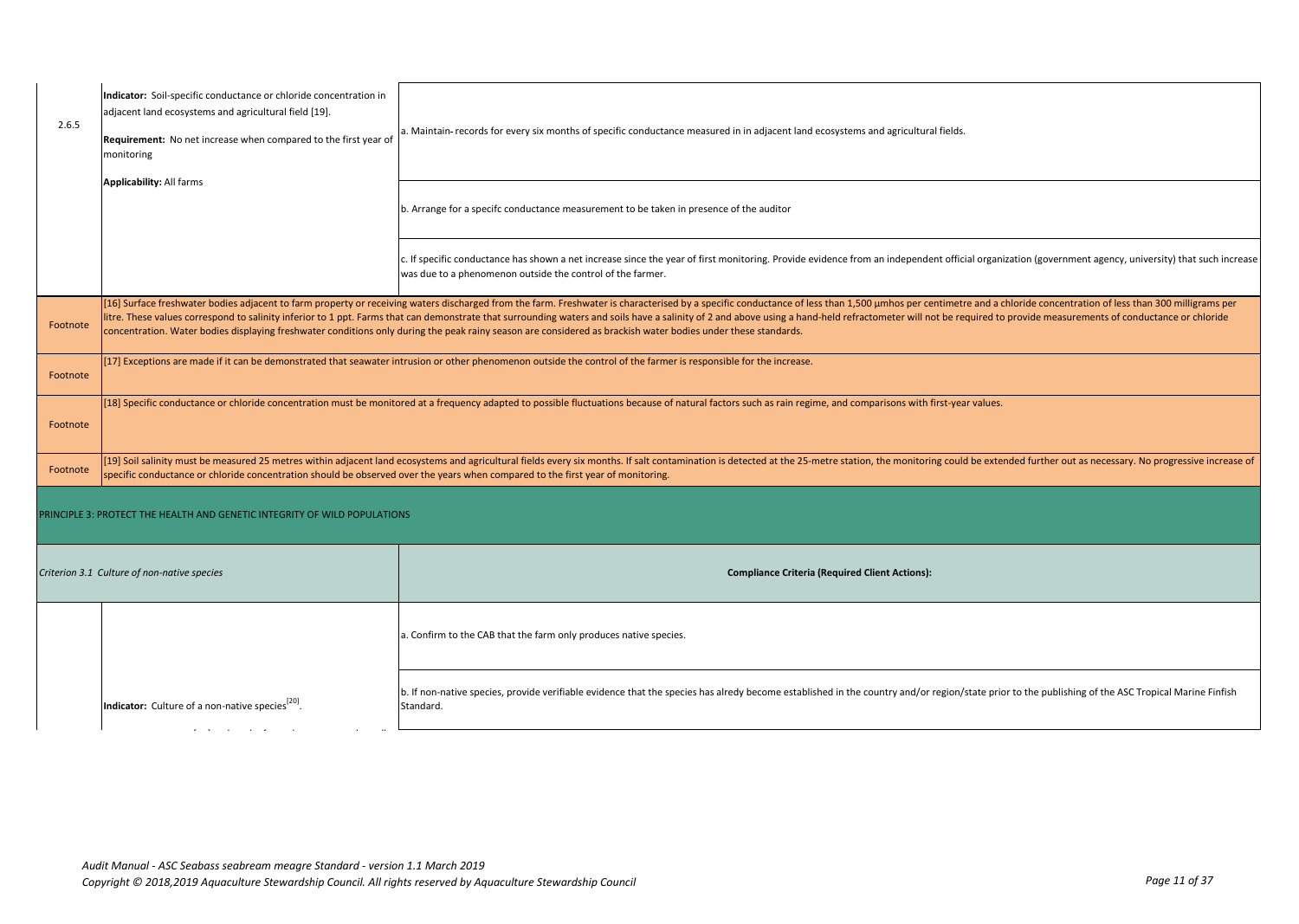| | | |
|---|---|---|
| 2.6.5 | **Indicator:** Soil-specific conductance or chloride concentration in adjacent land ecosystems and agricultural field [19].<br><br>**Requirement:** No net increase when compared to the first year of monitoring<br><br>**Applicability:** All farms | a. Maintain- records for every six months of specific conductance measured in in adjacent land ecosystems and agricultural fields. |
| | | b. Arrange for a specifc conductance measurement to be taken in presence of the auditor |
| | | c. If specific conductance has shown a net increase since the year of first monitoring. Provide evidence from an independent official organization (government agency, university) that such increase was due to a phenomenon outside the control of the farmer. |
| Footnote | [16] Surface freshwater bodies adjacent to farm property or receiving waters discharged from the farm. Freshwater is characterised by a specific conductance of less than 1,500 µmhos per centimetre and a chloride concentration of less than 300 milligrams per litre. These values correspond to salinity inferior to 1 ppt. Farms that can demonstrate that surrounding waters and soils have a salinity of 2 and above using a hand-held refractometer will not be required to provide measurements of conductance or chloride concentration. Water bodies displaying freshwater conditions only during the peak rainy season are considered as brackish water bodies under these standards. | |
| Footnote | [17] Exceptions are made if it can be demonstrated that seawater intrusion or other phenomenon outside the control of the farmer is responsible for the increase. | |
| Footnote | [18] Specific conductance or chloride concentration must be monitored at a frequency adapted to possible fluctuations because of natural factors such as rain regime, and comparisons with first-year values. | |
| Footnote | [19] Soil salinity must be measured 25 metres within adjacent land ecosystems and agricultural fields every six months. If salt contamination is detected at the 25-metre station, the monitoring could be extended further out as necessary. No progressive increase of specific conductance or chloride concentration should be observed over the years when compared to the first year of monitoring. | |

## PRINCIPLE 3: PROTECT THE HEALTH AND GENETIC INTEGRITY OF WILD POPULATIONS

| *Criterion 3.1 Culture of non-native species* | | **Compliance Criteria (Required Client Actions):** |
|---|---|---|
| | **Indicator:** Culture of a non-native species[20]. | a. Confirm to the CAB that the farm only produces native species. |
| | | b. If non-native species, provide verifiable evidence that the species has alredy become established in the country and/or region/state prior to the publishing of the ASC Tropical Marine Finfish Standard. |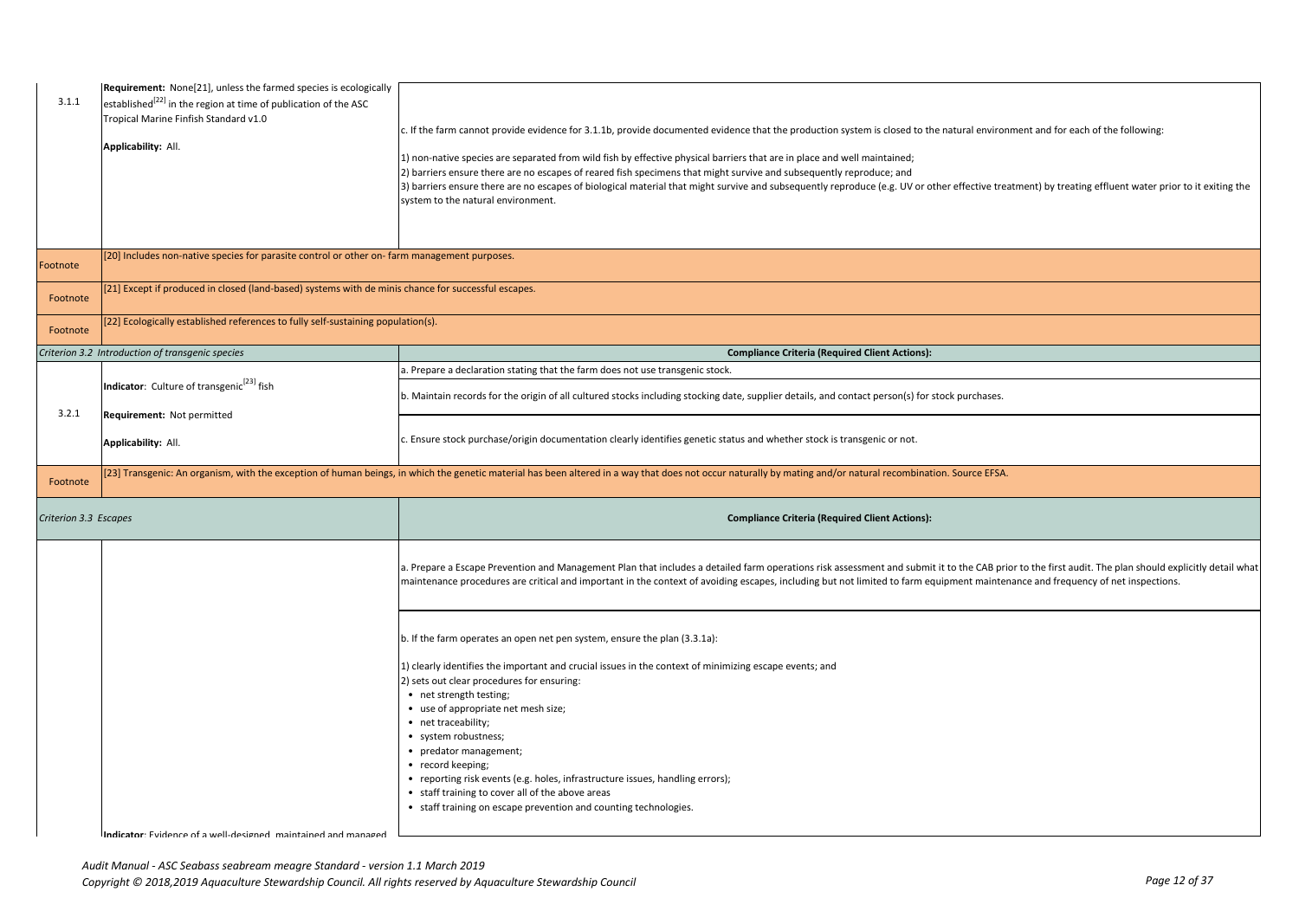| | | |
|---|---|---|
| 3.1.1 | **Requirement:** None[21], unless the farmed species is ecologically established[22] in the region at time of publication of the ASC Tropical Marine Finfish Standard v1.0<br><br>**Applicability:** All. | c. If the farm cannot provide evidence for 3.1.1b, provide documented evidence that the production system is closed to the natural environment and for each of the following:<br><br>1) non-native species are separated from wild fish by effective physical barriers that are in place and well maintained;<br>2) barriers ensure there are no escapes of reared fish specimens that might survive and subsequently reproduce; and<br>3) barriers ensure there are no escapes of biological material that might survive and subsequently reproduce (e.g. UV or other effective treatment) by treating effluent water prior to it exiting the system to the natural environment. |
| Footnote | [20] Includes non-native species for parasite control or other on- farm management purposes. | |
| Footnote | [21] Except if produced in closed (land-based) systems with de minis chance for successful escapes. | |
| Footnote | [22] Ecologically established references to fully self-sustaining population(s). | |
| *Criterion 3.2 Introduction of transgenic species* | | **Compliance Criteria (Required Client Actions):** |
| 3.2.1 | **Indicator**: Culture of transgenic[23] fish<br><br>**Requirement:** Not permitted<br><br>**Applicability:** All. | a. Prepare a declaration stating that the farm does not use transgenic stock. |
| | | b. Maintain records for the origin of all cultured stocks including stocking date, supplier details, and contact person(s) for stock purchases. |
| | | c. Ensure stock purchase/origin documentation clearly identifies genetic status and whether stock is transgenic or not. |
| Footnote | [23] Transgenic: An organism, with the exception of human beings, in which the genetic material has been altered in a way that does not occur naturally by mating and/or natural recombination. Source EFSA. | |
| *Criterion 3.3 Escapes* | | **Compliance Criteria (Required Client Actions):** |
| | **Indicator**: Evidence of a well-designed, maintained and managed | a. Prepare a Escape Prevention and Management Plan that includes a detailed farm operations risk assessment and submit it to the CAB prior to the first audit. The plan should explicitly detail what maintenance procedures are critical and important in the context of avoiding escapes, including but not limited to farm equipment maintenance and frequency of net inspections. |
| | | b. If the farm operates an open net pen system, ensure the plan (3.3.1a):<br><br>1) clearly identifies the important and crucial issues in the context of minimizing escape events; and<br>2) sets out clear procedures for ensuring:<br>• net strength testing;<br>• use of appropriate net mesh size;<br>• net traceability;<br>• system robustness;<br>• predator management;<br>• record keeping;<br>• reporting risk events (e.g. holes, infrastructure issues, handling errors);<br>• staff training to cover all of the above areas<br>• staff training on escape prevention and counting technologies. |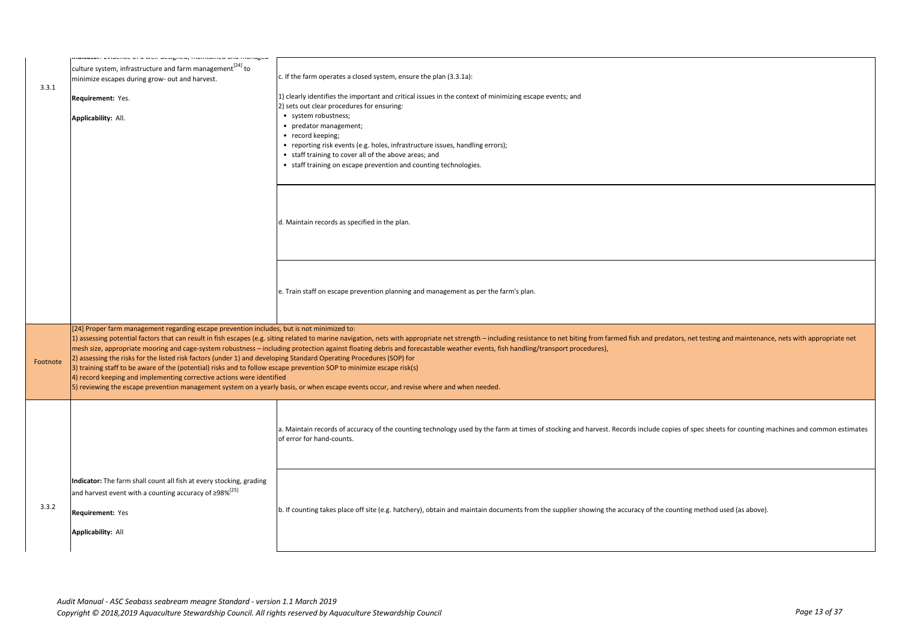| | | |
|---|---|---|
| 3.3.1 | **Indicator:** Evidence of a well-designed, maintained and managed culture system, infrastructure and farm management[24] to minimize escapes during grow- out and harvest.<br><br>**Requirement:** Yes.<br><br>**Applicability:** All. | c. If the farm operates a closed system, ensure the plan (3.3.1a):<br><br>1) clearly identifies the important and critical issues in the context of minimizing escape events; and<br>2) sets out clear procedures for ensuring:<br>• system robustness;<br>• predator management;<br>• record keeping;<br>• reporting risk events (e.g. holes, infrastructure issues, handling errors);<br>• staff training to cover all of the above areas; and<br>• staff training on escape prevention and counting technologies. |
| | | d. Maintain records as specified in the plan. |
| | | e. Train staff on escape prevention planning and management as per the farm's plan. |
| Footnote | [24] Proper farm management regarding escape prevention includes, but is not minimized to:<br>1) assessing potential factors that can result in fish escapes (e.g. siting related to marine navigation, nets with appropriate net strength – including resistance to net biting from farmed fish and predators, net testing and maintenance, nets with appropriate net mesh size, appropriate mooring and cage-system robustness – including protection against floating debris and forecastable weather events, fish handling/transport procedures),<br>2) assessing the risks for the listed risk factors (under 1) and developing Standard Operating Procedures (SOP) for<br>3) training staff to be aware of the (potential) risks and to follow escape prevention SOP to minimize escape risk(s)<br>4) record keeping and implementing corrective actions were identified<br>5) reviewing the escape prevention management system on a yearly basis, or when escape events occur, and revise where and when needed. | |
| 3.3.2 | **Indicator:** The farm shall count all fish at every stocking, grading and harvest event with a counting accuracy of ≥98%[25]<br><br>**Requirement:** Yes<br><br>**Applicability:** All | a. Maintain records of accuracy of the counting technology used by the farm at times of stocking and harvest. Records include copies of spec sheets for counting machines and common estimates of error for hand-counts. |
| | | b. If counting takes place off site (e.g. hatchery), obtain and maintain documents from the supplier showing the accuracy of the counting method used (as above). |

*Audit Manual - ASC Seabass seabream meagre Standard - version 1.1 March 2019*
*Copyright © 2018,2019 Aquaculture Stewardship Council. All rights reserved by Aquaculture Stewardship Council*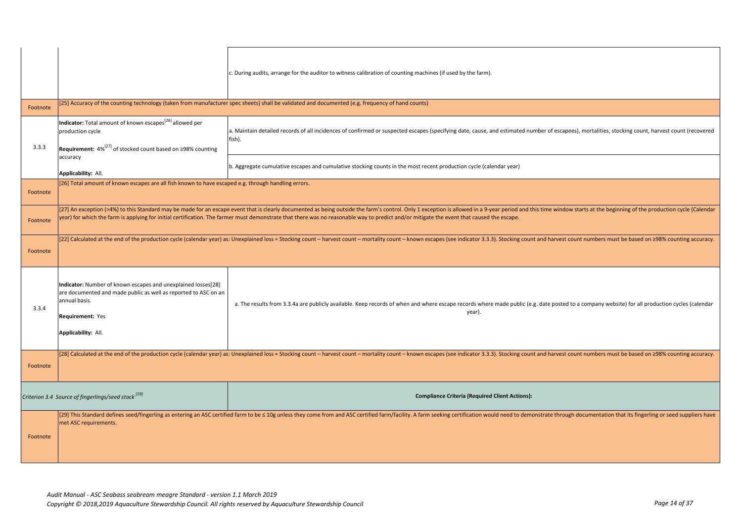| | | |
|---|---|---|
| | | c. During audits, arrange for the auditor to witness calibration of counting machines (if used by the farm). |
| Footnote | [25] Accuracy of the counting technology (taken from manufacturer spec sheets) shall be validated and documented (e.g. frequency of hand counts) | |
| 3.3.3 | **Indicator:** Total amount of known escapes[26] allowed per production cycle<br><br>**Requirement:** 4%[27] of stocked count based on ≥98% counting accuracy<br><br>**Applicability:** All. | a. Maintain detailed records of all incidences of confirmed or suspected escapes (specifying date, cause, and estimated number of escapees), mortalities, stocking count, harvest count (recovered fish). |
| | | b. Aggregate cumulative escapes and cumulative stocking counts in the most recent production cycle (calendar year) |
| Footnote | [26] Total amount of known escapes are all fish known to have escaped e.g. through handling errors. | |
| Footnote | [27] An exception (>4%) to this Standard may be made for an escape event that is clearly documented as being outside the farm's control. Only 1 exception is allowed in a 9-year period and this time window starts at the beginning of the production cycle (Calendar year) for which the farm is applying for initial certification. The farmer must demonstrate that there was no reasonable way to predict and/or mitigate the event that caused the escape. | |
| Footnote | [22] Calculated at the end of the production cycle (calendar year) as: Unexplained loss = Stocking count – harvest count – mortality count – known escapes (see indicator 3.3.3). Stocking count and harvest count numbers must be based on ≥98% counting accuracy. | |
| 3.3.4 | **Indicator:** Number of known escapes and unexplained losses[28] are documented and made public as well as reported to ASC on an annual basis.<br><br>**Requirement:** Yes<br><br>**Applicability:** All. | a. The results from 3.3.4a are publicly available. Keep records of when and where escape records where made public (e.g. date posted to a company website) for all production cycles (calendar year). |
| Footnote | [28] Calculated at the end of the production cycle (calendar year) as: Unexplained loss = Stocking count – harvest count – mortality count – known escapes (see indicator 3.3.3). Stocking count and harvest count numbers must be based on ≥98% counting accuracy. | |
| *Criterion 3.4 Source of fingerlings/seed stock [29]* | | **Compliance Criteria (Required Client Actions):** |
| Footnote | [29] This Standard defines seed/fingerling as entering an ASC certified farm to be ≤ 10g unless they come from and ASC certified farm/facility. A farm seeking certification would need to demonstrate through documentation that its fingerling or seed suppliers have met ASC requirements. | |

*Audit Manual - ASC Seabass seabream meagre Standard - version 1.1 March 2019*
*Copyright © 2018,2019 Aquaculture Stewardship Council. All rights reserved by Aquaculture Stewardship Council*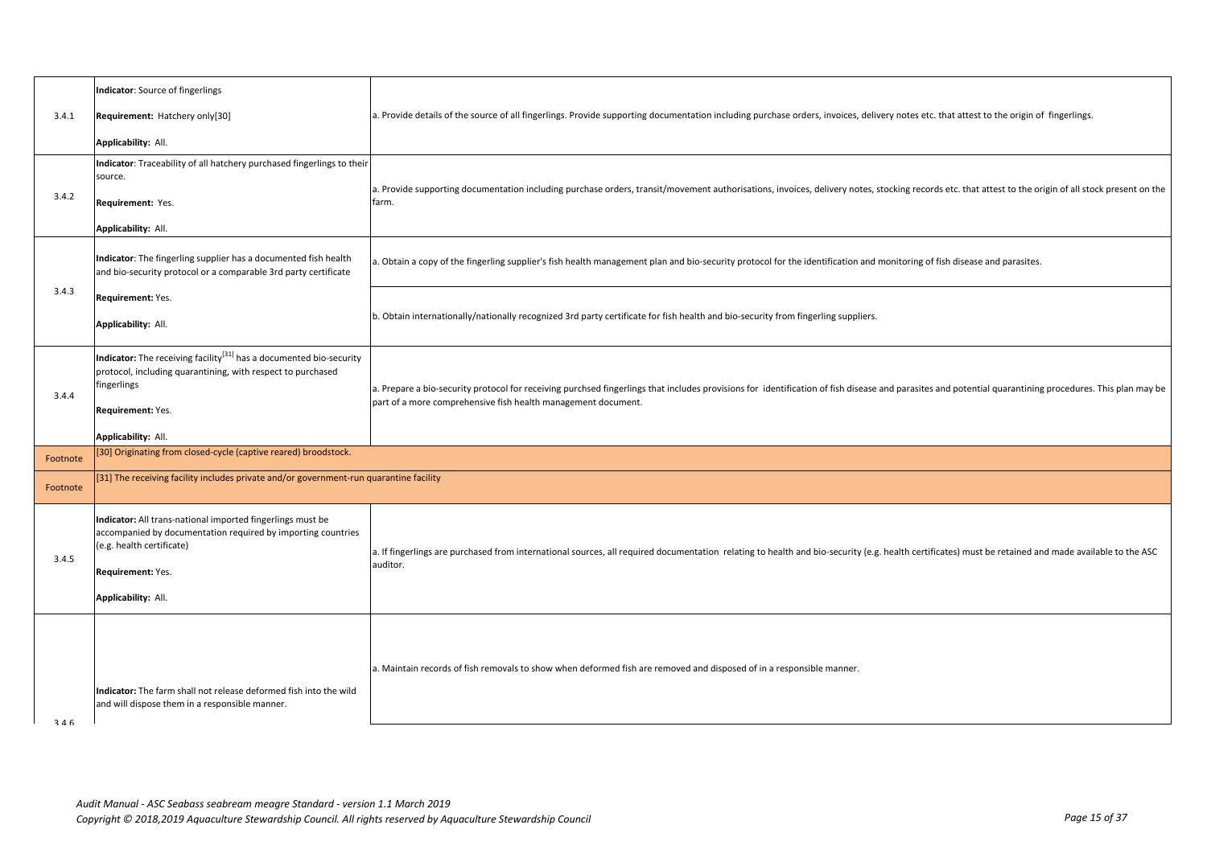| | | |
|---|---|---|
| 3.4.1 | **Indicator**: Source of fingerlings<br><br>**Requirement:** Hatchery only[30]<br><br>**Applicability:** All. | a. Provide details of the source of all fingerlings. Provide supporting documentation including purchase orders, invoices, delivery notes etc. that attest to the origin of fingerlings. |
| 3.4.2 | **Indicator**: Traceability of all hatchery purchased fingerlings to their source.<br><br>**Requirement:** Yes.<br><br>**Applicability:** All. | a. Provide supporting documentation including purchase orders, transit/movement authorisations, invoices, delivery notes, stocking records etc. that attest to the origin of all stock present on the farm. |
| 3.4.3 | **Indicator**: The fingerling supplier has a documented fish health and bio-security protocol or a comparable 3rd party certificate<br><br>**Requirement:** Yes.<br><br>**Applicability:** All. | a. Obtain a copy of the fingerling supplier's fish health management plan and bio-security protocol for the identification and monitoring of fish disease and parasites. |
| | | b. Obtain internationally/nationally recognized 3rd party certificate for fish health and bio-security from fingerling suppliers. |
| 3.4.4 | **Indicator:** The receiving facility[31] has a documented bio-security protocol, including quarantining, with respect to purchased fingerlings<br><br>**Requirement:** Yes.<br><br>**Applicability:** All. | a. Prepare a bio-security protocol for receiving purchsed fingerlings that includes provisions for identification of fish disease and parasites and potential quarantining procedures. This plan may be part of a more comprehensive fish health management document. |
| Footnote | [30] Originating from closed-cycle (captive reared) broodstock. | |
| Footnote | [31] The receiving facility includes private and/or government-run quarantine facility | |
| 3.4.5 | **Indicator:** All trans-national imported fingerlings must be accompanied by documentation required by importing countries (e.g. health certificate)<br><br>**Requirement:** Yes.<br><br>**Applicability:** All. | a. If fingerlings are purchased from international sources, all required documentation relating to health and bio-security (e.g. health certificates) must be retained and made available to the ASC auditor. |
| 3.4.6 | **Indicator:** The farm shall not release deformed fish into the wild and will dispose them in a responsible manner. | a. Maintain records of fish removals to show when deformed fish are removed and disposed of in a responsible manner. |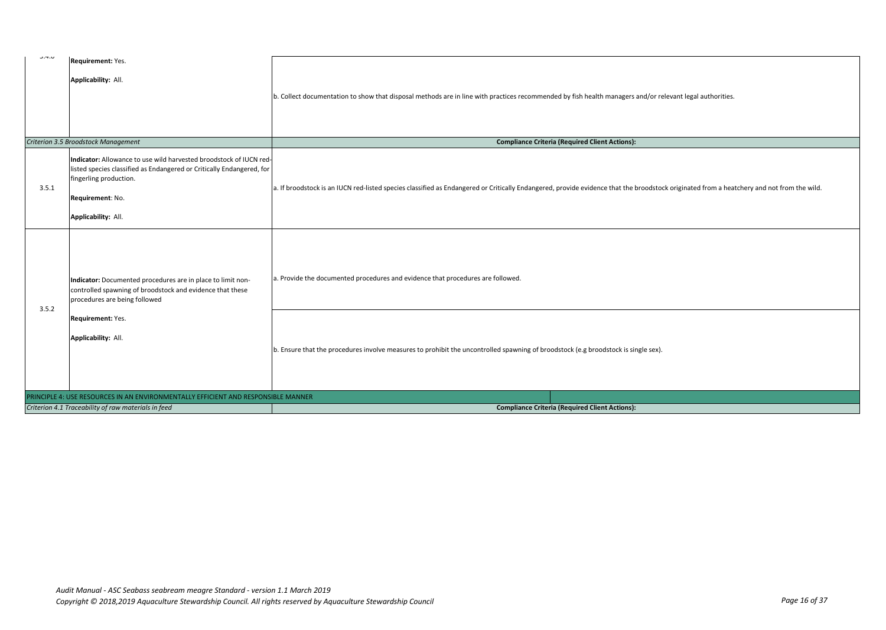| | | |
|---|---|---|
| 3.4.6 | **Requirement:** Yes.<br><br>**Applicability:** All. | b. Collect documentation to show that disposal methods are in line with practices recommended by fish health managers and/or relevant legal authorities. |
| *Criterion 3.5 Broodstock Management* | | **Compliance Criteria (Required Client Actions):** |
| 3.5.1 | **Indicator:** Allowance to use wild harvested broodstock of IUCN red-listed species classified as Endangered or Critically Endangered, for fingerling production.<br><br>**Requirement**: No.<br><br>**Applicability:** All. | a. If broodstock is an IUCN red-listed species classified as Endangered or Critically Endangered, provide evidence that the broodstock originated from a heatchery and not from the wild. |
| 3.5.2 | **Indicator:** Documented procedures are in place to limit non-controlled spawning of broodstock and evidence that these procedures are being followed<br><br>**Requirement:** Yes.<br><br>**Applicability:** All. | a. Provide the documented procedures and evidence that procedures are followed. |
| | | b. Ensure that the procedures involve measures to prohibit the uncontrolled spawning of broodstock (e.g broodstock is single sex). |
| PRINCIPLE 4: USE RESOURCES IN AN ENVIRONMENTALLY EFFICIENT AND RESPONSIBLE MANNER | | |
| *Criterion 4.1 Traceability of raw materials in feed* | | **Compliance Criteria (Required Client Actions):** |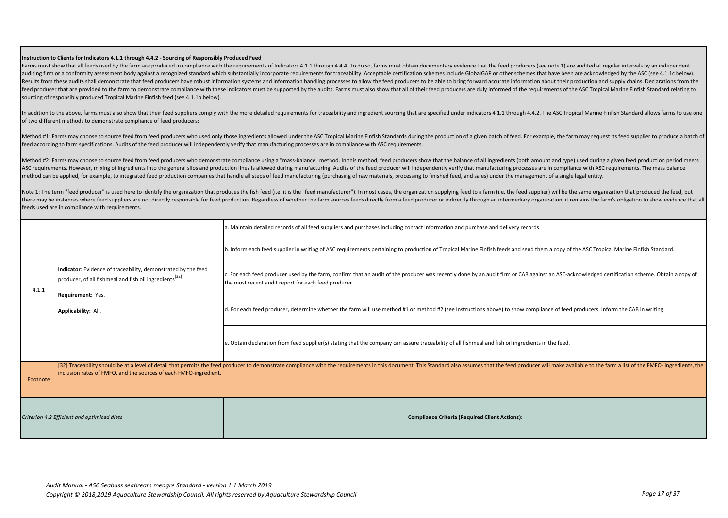**Instruction to Clients for Indicators 4.1.1 through 4.4.2 - Sourcing of Responsibly Produced Feed**

Farms must show that all feeds used by the farm are produced in compliance with the requirements of Indicators 4.1.1 through 4.4.4. To do so, farms must obtain documentary evidence that the feed producers (see note 1) are audited at regular intervals by an independent auditing firm or a conformity assessment body against a recognized standard which substantially incorporate requirements for traceability. Acceptable certification schemes include GlobalGAP or other schemes that have been are acknowledged by the ASC (see 4.1.1c below). Results from these audits shall demonstrate that feed producers have robust information systems and information handling processes to allow the feed producers to be able to bring forward accurate information about their production and supply chains. Declarations from the feed producer that are provided to the farm to demonstrate compliance with these indicators must be supported by the audits. Farms must also show that all of their feed producers are duly informed of the requirements of the ASC Tropical Marine Finfish Standard relating to sourcing of responsibly produced Tropical Marine Finfish feed (see 4.1.1b below).

In addition to the above, farms must also show that their feed suppliers comply with the more detailed requirements for traceability and ingredient sourcing that are specified under indicators 4.1.1 through 4.4.2. The ASC Tropical Marine Finfish Standard allows farms to use one of two different methods to demonstrate compliance of feed producers:

Method #1: Farms may choose to source feed from feed producers who used only those ingredients allowed under the ASC Tropical Marine Finfish Standards during the production of a given batch of feed. For example, the farm may request its feed supplier to produce a batch of feed according to farm specifications. Audits of the feed producer will independently verify that manufacturing processes are in compliance with ASC requirements.

Method #2: Farms may choose to source feed from feed producers who demonstrate compliance using a "mass-balance" method. In this method, feed producers show that the balance of all ingredients (both amount and type) used during a given feed production period meets ASC requirements. However, mixing of ingredients into the general silos and production lines is allowed during manufacturing. Audits of the feed producer will independently verify that manufacturing processes are in compliance with ASC requirements. The mass balance method can be applied, for example, to integrated feed production companies that handle all steps of feed manufacturing (purchasing of raw materials, processing to finished feed, and sales) under the management of a single legal entity.

Note 1: The term "feed producer" is used here to identify the organization that produces the fish feed (i.e. it is the "feed manufacturer"). In most cases, the organization supplying feed to a farm (i.e. the feed supplier) will be the same organization that produced the feed, but there may be instances where feed suppliers are not directly responsible for feed production. Regardless of whether the farm sources feeds directly from a feed producer or indirectly through an intermediary organization, it remains the farm's obligation to show evidence that all feeds used are in compliance with requirements.

| | | |
|---|---|---|
| 4.1.1 | **Indicator**: Evidence of traceability, demonstrated by the feed producer, of all fishmeal and fish oil ingredients[32]<br><br>**Requirement:** Yes.<br><br>**Applicability:** All. | a. Maintain detailed records of all feed suppliers and purchases including contact information and purchase and delivery records. |
| | | b. Inform each feed supplier in writing of ASC requirements pertaining to production of Tropical Marine Finfish feeds and send them a copy of the ASC Tropical Marine Finfish Standard. |
| | | c. For each feed producer used by the farm, confirm that an audit of the producer was recently done by an audit firm or CAB against an ASC-acknowledged certification scheme. Obtain a copy of the most recent audit report for each feed producer. |
| | | d. For each feed producer, determine whether the farm will use method #1 or method #2 (see Instructions above) to show compliance of feed producers. Inform the CAB in writing. |
| | | e. Obtain declaration from feed supplier(s) stating that the company can assure traceability of all fishmeal and fish oil ingredients in the feed. |
| Footnote | [32] Traceability should be at a level of detail that permits the feed producer to demonstrate compliance with the requirements in this document. This Standard also assumes that the feed producer will make available to the farm a list of the FMFO- ingredients, the inclusion rates of FMFO, and the sources of each FMFO-ingredient. | |
| *Criterion 4.2 Efficient and optimised diets* | | **Compliance Criteria (Required Client Actions):** |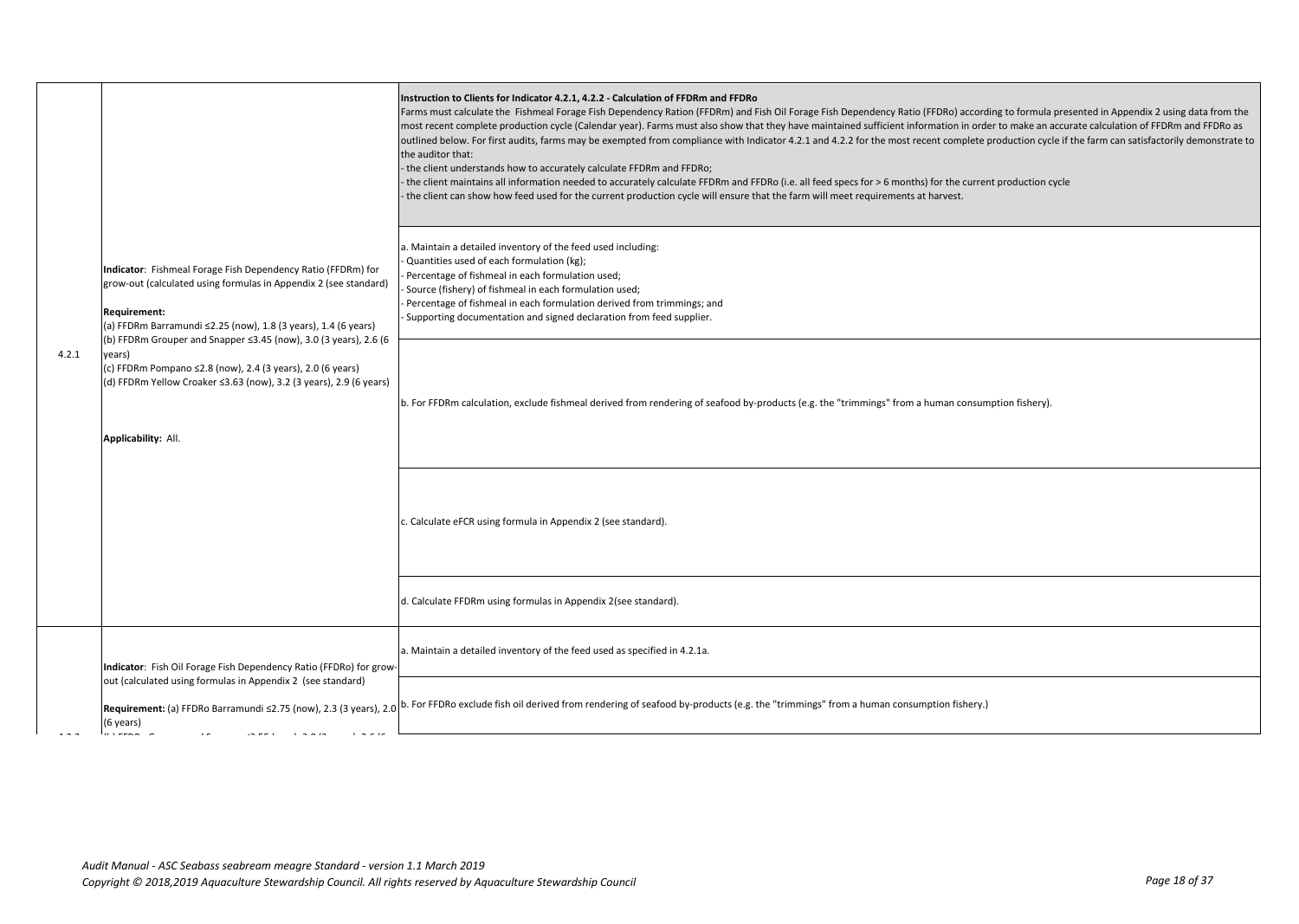| | | |
|---|---|---|
| 4.2.1 | **Indicator**: Fishmeal Forage Fish Dependency Ratio (FFDRm) for grow-out (calculated using formulas in Appendix 2 (see standard)<br><br>**Requirement:**<br>(a) FFDRm Barramundi ≤2.25 (now), 1.8 (3 years), 1.4 (6 years)<br>(b) FFDRm Grouper and Snapper ≤3.45 (now), 3.0 (3 years), 2.6 (6 years)<br>(c) FFDRm Pompano ≤2.8 (now), 2.4 (3 years), 2.0 (6 years)<br>(d) FFDRm Yellow Croaker ≤3.63 (now), 3.2 (3 years), 2.9 (6 years)<br><br>**Applicability:** All. | **Instruction to Clients for Indicator 4.2.1, 4.2.2 - Calculation of FFDRm and FFDRo**<br>Farms must calculate the Fishmeal Forage Fish Dependency Ration (FFDRm) and Fish Oil Forage Fish Dependency Ratio (FFDRo) according to formula presented in Appendix 2 using data from the most recent complete production cycle (Calendar year). Farms must also show that they have maintained sufficient information in order to make an accurate calculation of FFDRm and FFDRo as outlined below. For first audits, farms may be exempted from compliance with Indicator 4.2.1 and 4.2.2 for the most recent complete production cycle if the farm can satisfactorily demonstrate to the auditor that:<br>- the client understands how to accurately calculate FFDRm and FFDRo;<br>- the client maintains all information needed to accurately calculate FFDRm and FFDRo (i.e. all feed specs for > 6 months) for the current production cycle<br>- the client can show how feed used for the current production cycle will ensure that the farm will meet requirements at harvest. |
| | | a. Maintain a detailed inventory of the feed used including:<br>- Quantities used of each formulation (kg);<br>- Percentage of fishmeal in each formulation used;<br>- Source (fishery) of fishmeal in each formulation used;<br>- Percentage of fishmeal in each formulation derived from trimmings; and<br>- Supporting documentation and signed declaration from feed supplier. |
| | | b. For FFDRm calculation, exclude fishmeal derived from rendering of seafood by-products (e.g. the "trimmings" from a human consumption fishery). |
| | | c. Calculate eFCR using formula in Appendix 2 (see standard). |
| | | d. Calculate FFDRm using formulas in Appendix 2(see standard). |
| 4.2.2 | **Indicator**: Fish Oil Forage Fish Dependency Ratio (FFDRo) for grow-out (calculated using formulas in Appendix 2 (see standard)<br><br>**Requirement:** (a) FFDRo Barramundi ≤2.75 (now), 2.3 (3 years), 2.0 (6 years) | a. Maintain a detailed inventory of the feed used as specified in 4.2.1a. |
| | | b. For FFDRo exclude fish oil derived from rendering of seafood by-products (e.g. the "trimmings" from a human consumption fishery.) |

*Audit Manual - ASC Seabass seabream meagre Standard - version 1.1 March 2019*
*Copyright © 2018,2019 Aquaculture Stewardship Council. All rights reserved by Aquaculture Stewardship Council*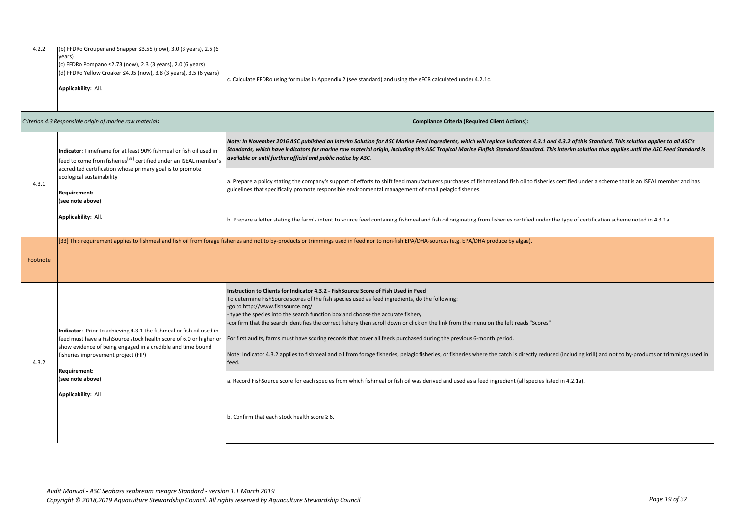| | | |
|---|---|---|
| 4.2.2 | (b) FFDRo Grouper and Snapper ≤3.55 (now), 3.0 (3 years), 2.6 (6 years)<br>(c) FFDRo Pompano ≤2.73 (now), 2.3 (3 years), 2.0 (6 years)<br>(d) FFDRo Yellow Croaker ≤4.05 (now), 3.8 (3 years), 3.5 (6 years)<br><br>**Applicability:** All. | c. Calculate FFDRo using formulas in Appendix 2 (see standard) and using the eFCR calculated under 4.2.1c. |
| *Criterion 4.3 Responsible origin of marine raw materials* | | **Compliance Criteria (Required Client Actions):** |
| 4.3.1 | **Indicator:** Timeframe for at least 90% fishmeal or fish oil used in feed to come from fisheries[33] certified under an ISEAL member's accredited certification whose primary goal is to promote ecological sustainability<br><br>**Requirement:**<br>(**see note above**)<br><br>**Applicability:** All. | ***Note: In November 2016 ASC published an Interim Solution for ASC Marine Feed Ingredients, which will replace indicators 4.3.1 and 4.3.2 of this Standard. This solution applies to all ASC's Standards, which have indicators for marine raw material origin, including this ASC Tropical Marine Finfish Standard Standard. This interim solution thus applies until the ASC Feed Standard is available or until further official and public notice by ASC.***<br><br>a. Prepare a policy stating the company's support of efforts to shift feed manufacturers purchases of fishmeal and fish oil to fisheries certified under a scheme that is an ISEAL member and has guidelines that specifically promote responsible environmental management of small pelagic fisheries.<br><br>b. Prepare a letter stating the farm's intent to source feed containing fishmeal and fish oil originating from fisheries certified under the type of certification scheme noted in 4.3.1a. |
| Footnote | [33] This requirement applies to fishmeal and fish oil from forage fisheries and not to by-products or trimmings used in feed nor to non-fish EPA/DHA-sources (e.g. EPA/DHA produce by algae). | |
| 4.3.2 | **Indicator**: Prior to achieving 4.3.1 the fishmeal or fish oil used in feed must have a FishSource stock health score of 6.0 or higher or show evidence of being engaged in a credible and time bound fisheries improvement project (FIP)<br><br>**Requirement:**<br>(**see note above**)<br><br>**Applicability:** All | **Instruction to Clients for Indicator 4.3.2 - FishSource Score of Fish Used in Feed**<br>To determine FishSource scores of the fish species used as feed ingredients, do the following:<br>-go to http://www.fishsource.org/<br>- type the species into the search function box and choose the accurate fishery<br>-confirm that the search identifies the correct fishery then scroll down or click on the link from the menu on the left reads "Scores"<br><br>For first audits, farms must have scoring records that cover all feeds purchased during the previous 6-month period.<br><br>Note: Indicator 4.3.2 applies to fishmeal and oil from forage fisheries, pelagic fisheries, or fisheries where the catch is directly reduced (including krill) and not to by-products or trimmings used in feed.<br><br>a. Record FishSource score for each species from which fishmeal or fish oil was derived and used as a feed ingredient (all species listed in 4.2.1a).<br><br>b. Confirm that each stock health score ≥ 6. |

*Audit Manual - ASC Seabass seabream meagre Standard - version 1.1 March 2019*
*Copyright © 2018,2019 Aquaculture Stewardship Council. All rights reserved by Aquaculture Stewardship Council*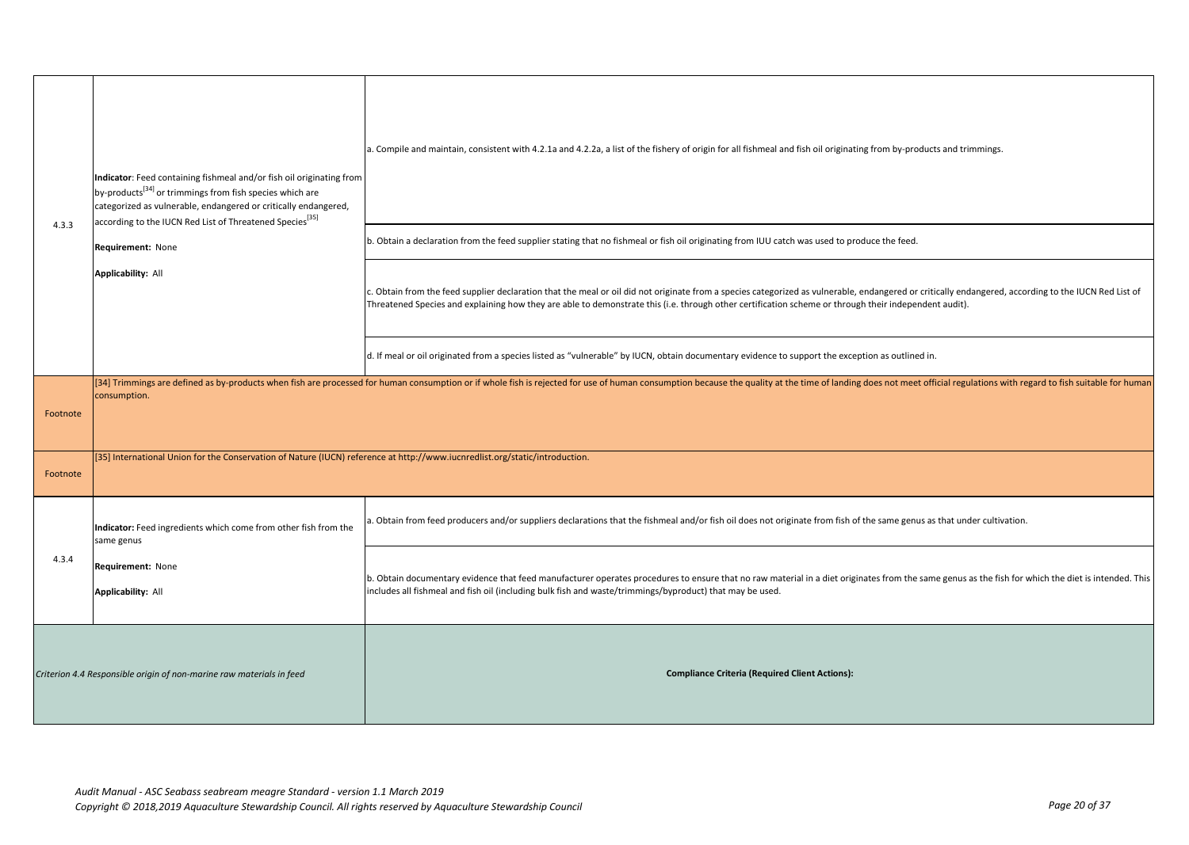| | | |
|---|---|---|
| 4.3.3 | **Indicator**: Feed containing fishmeal and/or fish oil originating from by-products[34] or trimmings from fish species which are categorized as vulnerable, endangered or critically endangered, according to the IUCN Red List of Threatened Species[35]<br><br>**Requirement:** None<br><br>**Applicability:** All | a. Compile and maintain, consistent with 4.2.1a and 4.2.2a, a list of the fishery of origin for all fishmeal and fish oil originating from by-products and trimmings. |
| | | b. Obtain a declaration from the feed supplier stating that no fishmeal or fish oil originating from IUU catch was used to produce the feed. |
| | | c. Obtain from the feed supplier declaration that the meal or oil did not originate from a species categorized as vulnerable, endangered or critically endangered, according to the IUCN Red List of Threatened Species and explaining how they are able to demonstrate this (i.e. through other certification scheme or through their independent audit). |
| | | d. If meal or oil originated from a species listed as "vulnerable" by IUCN, obtain documentary evidence to support the exception as outlined in. |
| Footnote | [34] Trimmings are defined as by-products when fish are processed for human consumption or if whole fish is rejected for use of human consumption because the quality at the time of landing does not meet official regulations with regard to fish suitable for human consumption. | |
| Footnote | [35] International Union for the Conservation of Nature (IUCN) reference at http://www.iucnredlist.org/static/introduction. | |
| 4.3.4 | **Indicator:** Feed ingredients which come from other fish from the same genus<br><br>**Requirement:** None<br><br>**Applicability:** All | a. Obtain from feed producers and/or suppliers declarations that the fishmeal and/or fish oil does not originate from fish of the same genus as that under cultivation. |
| | | b. Obtain documentary evidence that feed manufacturer operates procedures to ensure that no raw material in a diet originates from the same genus as the fish for which the diet is intended. This includes all fishmeal and fish oil (including bulk fish and waste/trimmings/byproduct) that may be used. |
| *Criterion 4.4 Responsible origin of non-marine raw materials in feed* | | **Compliance Criteria (Required Client Actions):** |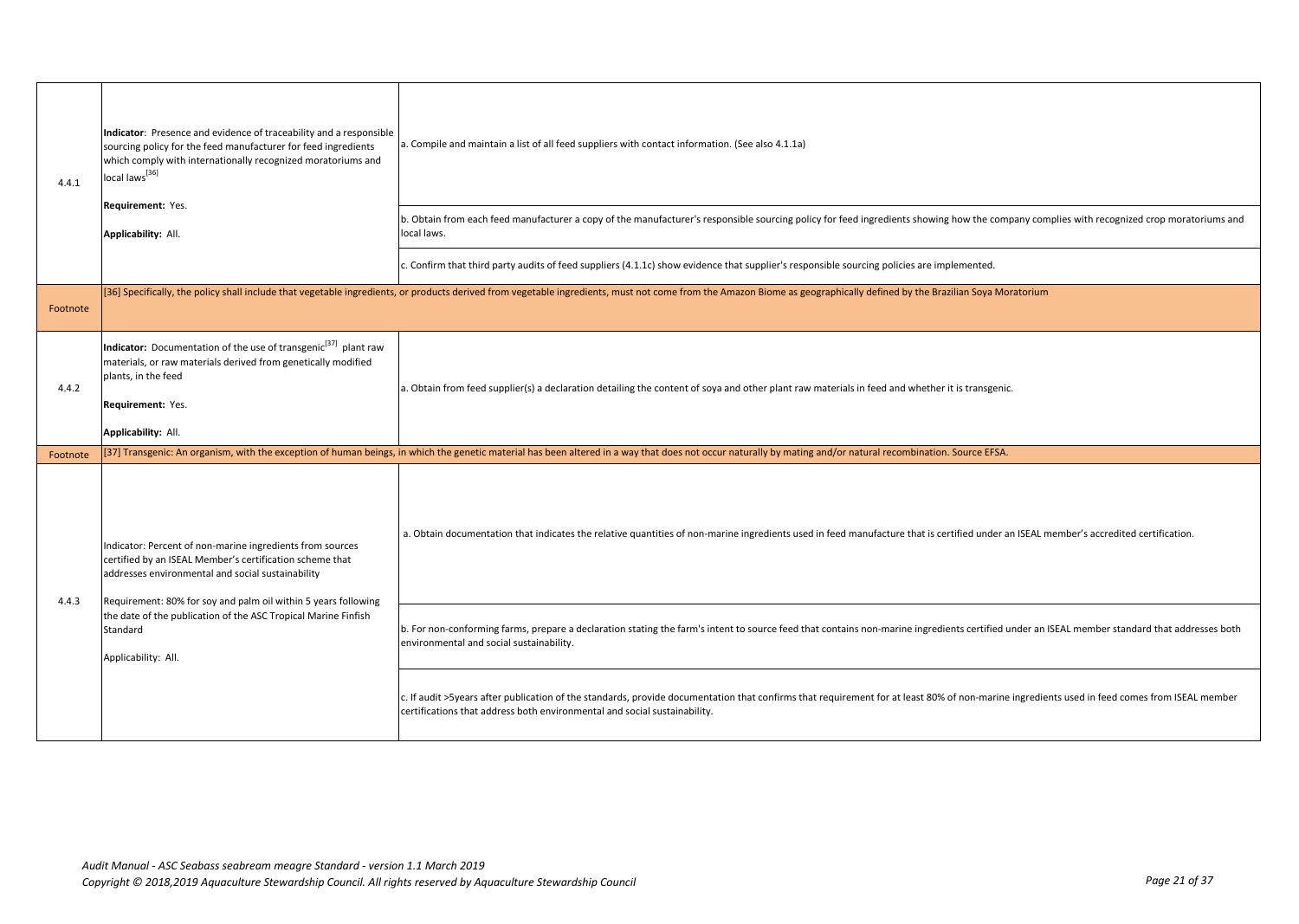| | | |
|---|---|---|
| 4.4.1 | **Indicator**: Presence and evidence of traceability and a responsible sourcing policy for the feed manufacturer for feed ingredients which comply with internationally recognized moratoriums and local laws[36]<br><br>**Requirement:** Yes.<br><br>**Applicability:** All. | a. Compile and maintain a list of all feed suppliers with contact information. (See also 4.1.1a) |
| | | b. Obtain from each feed manufacturer a copy of the manufacturer's responsible sourcing policy for feed ingredients showing how the company complies with recognized crop moratoriums and local laws. |
| | | c. Confirm that third party audits of feed suppliers (4.1.1c) show evidence that supplier's responsible sourcing policies are implemented. |
| Footnote | [36] Specifically, the policy shall include that vegetable ingredients, or products derived from vegetable ingredients, must not come from the Amazon Biome as geographically defined by the Brazilian Soya Moratorium | |
| 4.4.2 | **Indicator:** Documentation of the use of transgenic[37] plant raw materials, or raw materials derived from genetically modified plants, in the feed<br><br>**Requirement:** Yes.<br><br>**Applicability:** All. | a. Obtain from feed supplier(s) a declaration detailing the content of soya and other plant raw materials in feed and whether it is transgenic. |
| Footnote | [37] Transgenic: An organism, with the exception of human beings, in which the genetic material has been altered in a way that does not occur naturally by mating and/or natural recombination. Source EFSA. | |
| 4.4.3 | Indicator: Percent of non-marine ingredients from sources certified by an ISEAL Member's certification scheme that addresses environmental and social sustainability<br><br>Requirement: 80% for soy and palm oil within 5 years following the date of the publication of the ASC Tropical Marine Finfish Standard<br><br>Applicability: All. | a. Obtain documentation that indicates the relative quantities of non-marine ingredients used in feed manufacture that is certified under an ISEAL member's accredited certification. |
| | | b. For non-conforming farms, prepare a declaration stating the farm's intent to source feed that contains non-marine ingredients certified under an ISEAL member standard that addresses both environmental and social sustainability. |
| | | c. If audit >5years after publication of the standards, provide documentation that confirms that requirement for at least 80% of non-marine ingredients used in feed comes from ISEAL member certifications that address both environmental and social sustainability. |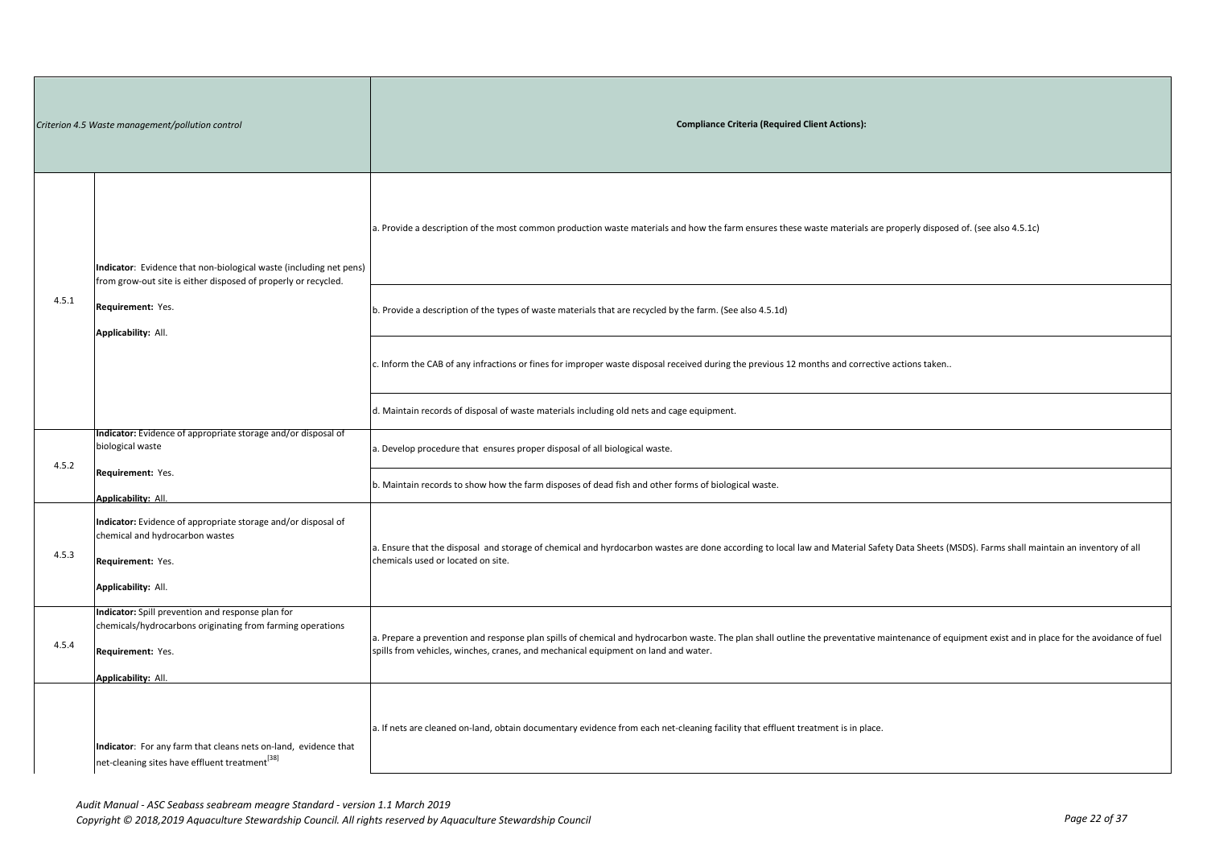| *Criterion 4.5 Waste management/pollution control* | | **Compliance Criteria (Required Client Actions):** |
|---|---|---|
| 4.5.1 | **Indicator**: Evidence that non-biological waste (including net pens) from grow-out site is either disposed of properly or recycled.<br><br>**Requirement:** Yes.<br><br>**Applicability:** All. | a. Provide a description of the most common production waste materials and how the farm ensures these waste materials are properly disposed of. (see also 4.5.1c) |
| | | b. Provide a description of the types of waste materials that are recycled by the farm. (See also 4.5.1d) |
| | | c. Inform the CAB of any infractions or fines for improper waste disposal received during the previous 12 months and corrective actions taken.. |
| | | d. Maintain records of disposal of waste materials including old nets and cage equipment. |
| 4.5.2 | **Indicator:** Evidence of appropriate storage and/or disposal of biological waste<br><br>**Requirement:** Yes.<br><br>**Applicability:** All. | a. Develop procedure that ensures proper disposal of all biological waste. |
| | | b. Maintain records to show how the farm disposes of dead fish and other forms of biological waste. |
| 4.5.3 | **Indicator:** Evidence of appropriate storage and/or disposal of chemical and hydrocarbon wastes<br><br>**Requirement:** Yes.<br><br>**Applicability:** All. | a. Ensure that the disposal and storage of chemical and hyrdocarbon wastes are done according to local law and Material Safety Data Sheets (MSDS). Farms shall maintain an inventory of all chemicals used or located on site. |
| 4.5.4 | **Indicator:** Spill prevention and response plan for chemicals/hydrocarbons originating from farming operations<br><br>**Requirement:** Yes.<br><br>**Applicability:** All. | a. Prepare a prevention and response plan spills of chemical and hydrocarbon waste. The plan shall outline the preventative maintenance of equipment exist and in place for the avoidance of fuel spills from vehicles, winches, cranes, and mechanical equipment on land and water. |
| | **Indicator**: For any farm that cleans nets on-land, evidence that net-cleaning sites have effluent treatment[38] | a. If nets are cleaned on-land, obtain documentary evidence from each net-cleaning facility that effluent treatment is in place. |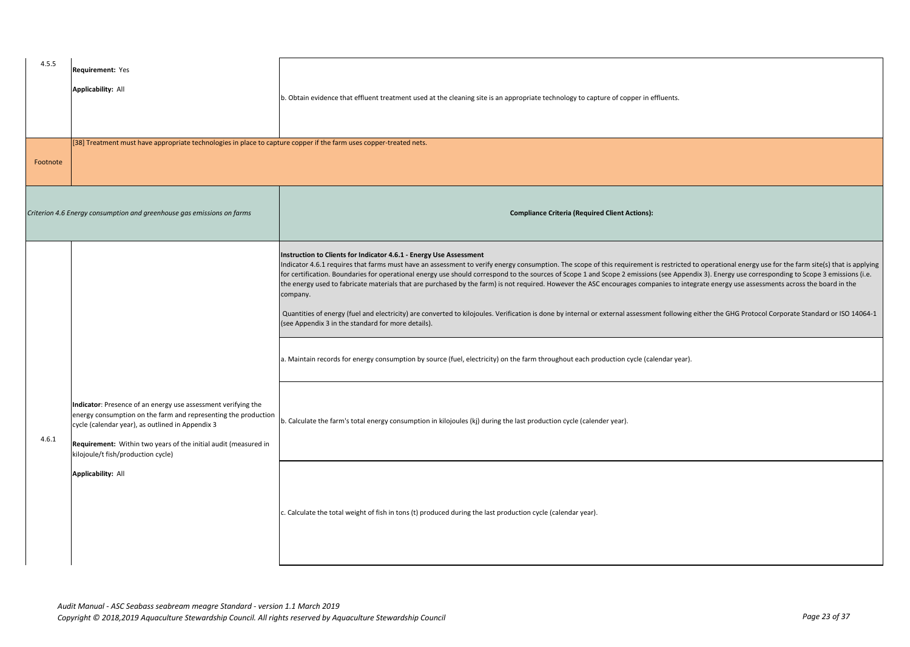| | | |
|---|---|---|
| 4.5.5 | **Requirement:** Yes<br><br>**Applicability:** All | b. Obtain evidence that effluent treatment used at the cleaning site is an appropriate technology to capture of copper in effluents. |
| Footnote | [38] Treatment must have appropriate technologies in place to capture copper if the farm uses copper-treated nets. | |

| *Criterion 4.6 Energy consumption and greenhouse gas emissions on farms* | | **Compliance Criteria (Required Client Actions):** |
|---|---|---|
| 4.6.1 | **Indicator**: Presence of an energy use assessment verifying the energy consumption on the farm and representing the production cycle (calendar year), as outlined in Appendix 3<br><br>**Requirement:** Within two years of the initial audit (measured in kilojoule/t fish/production cycle)<br><br>**Applicability:** All | **Instruction to Clients for Indicator 4.6.1 - Energy Use Assessment**<br>Indicator 4.6.1 requires that farms must have an assessment to verify energy consumption. The scope of this requirement is restricted to operational energy use for the farm site(s) that is applying for certification. Boundaries for operational energy use should correspond to the sources of Scope 1 and Scope 2 emissions (see Appendix 3). Energy use corresponding to Scope 3 emissions (i.e. the energy used to fabricate materials that are purchased by the farm) is not required. However the ASC encourages companies to integrate energy use assessments across the board in the company.<br><br>Quantities of energy (fuel and electricity) are converted to kilojoules. Verification is done by internal or external assessment following either the GHG Protocol Corporate Standard or ISO 14064-1 (see Appendix 3 in the standard for more details). |
| | | a. Maintain records for energy consumption by source (fuel, electricity) on the farm throughout each production cycle (calendar year). |
| | | b. Calculate the farm's total energy consumption in kilojoules (kj) during the last production cycle (calender year). |
| | | c. Calculate the total weight of fish in tons (t) produced during the last production cycle (calendar year). |

*Audit Manual - ASC Seabass seabream meagre Standard - version 1.1 March 2019*
*Copyright © 2018,2019 Aquaculture Stewardship Council. All rights reserved by Aquaculture Stewardship Council*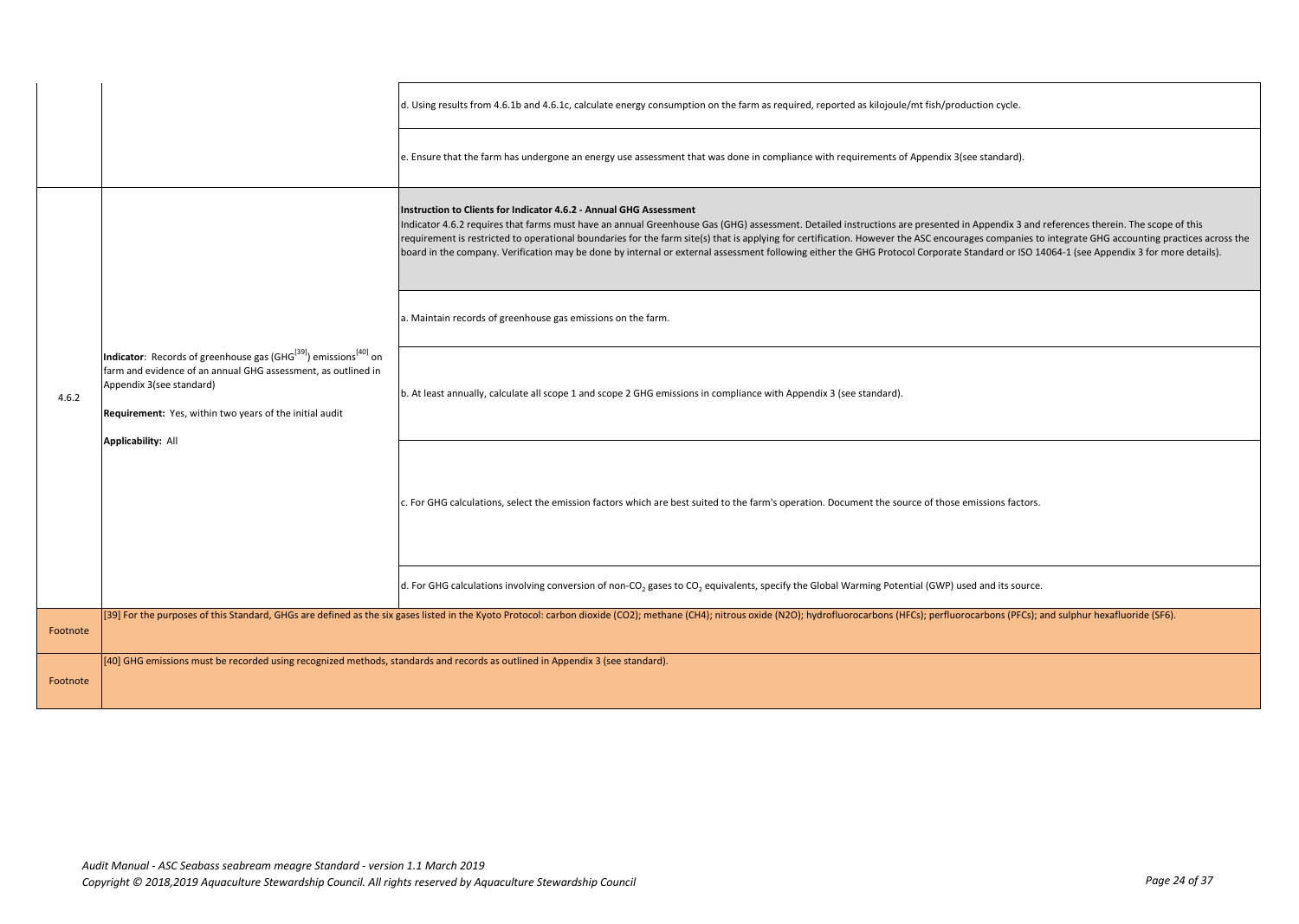| | | |
|---|---|---|
| | | d. Using results from 4.6.1b and 4.6.1c, calculate energy consumption on the farm as required, reported as kilojoule/mt fish/production cycle. |
| | | e. Ensure that the farm has undergone an energy use assessment that was done in compliance with requirements of Appendix 3(see standard). |
| 4.6.2 | **Indicator**: Records of greenhouse gas (GHG[39]) emissions[40] on farm and evidence of an annual GHG assessment, as outlined in Appendix 3(see standard)<br><br>**Requirement:** Yes, within two years of the initial audit<br><br>**Applicability:** All | **Instruction to Clients for Indicator 4.6.2 - Annual GHG Assessment**<br>Indicator 4.6.2 requires that farms must have an annual Greenhouse Gas (GHG) assessment. Detailed instructions are presented in Appendix 3 and references therein. The scope of this requirement is restricted to operational boundaries for the farm site(s) that is applying for certification. However the ASC encourages companies to integrate GHG accounting practices across the board in the company. Verification may be done by internal or external assessment following either the GHG Protocol Corporate Standard or ISO 14064-1 (see Appendix 3 for more details). |
| | | a. Maintain records of greenhouse gas emissions on the farm. |
| | | b. At least annually, calculate all scope 1 and scope 2 GHG emissions in compliance with Appendix 3 (see standard). |
| | | c. For GHG calculations, select the emission factors which are best suited to the farm's operation. Document the source of those emissions factors. |
| | | d. For GHG calculations involving conversion of non-$CO_2$ gases to $CO_2$ equivalents, specify the Global Warming Potential (GWP) used and its source. |
| Footnote | [39] For the purposes of this Standard, GHGs are defined as the six gases listed in the Kyoto Protocol: carbon dioxide (CO2); methane (CH4); nitrous oxide (N2O); hydrofluorocarbons (HFCs); perfluorocarbons (PFCs); and sulphur hexafluoride (SF6). | |
| Footnote | [40] GHG emissions must be recorded using recognized methods, standards and records as outlined in Appendix 3 (see standard). | |

*Audit Manual - ASC Seabass seabream meagre Standard - version 1.1 March 2019*
*Copyright © 2018,2019 Aquaculture Stewardship Council. All rights reserved by Aquaculture Stewardship Council*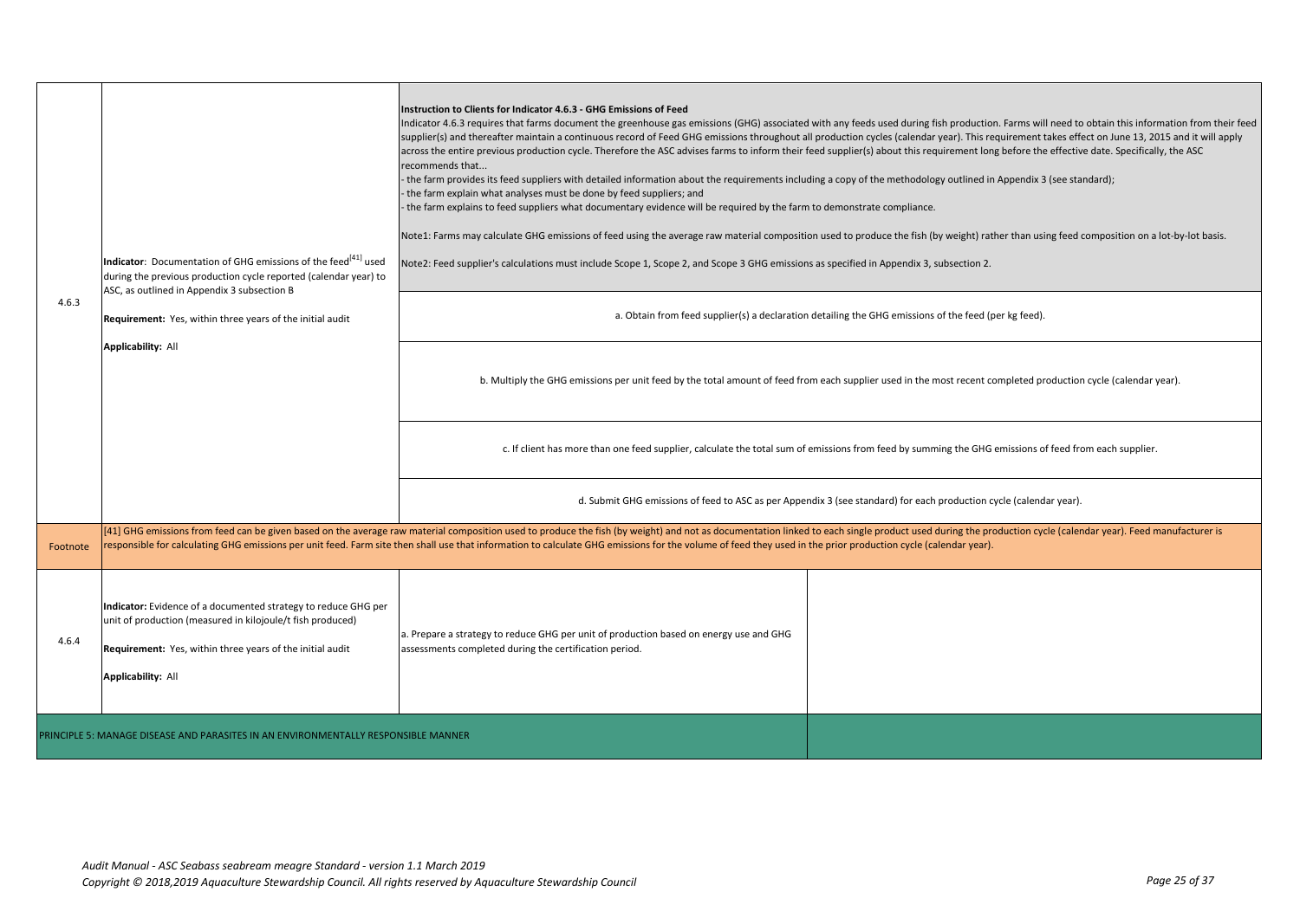| | | | |
|---|---|---|---|
| 4.6.3 | **Indicator**: Documentation of GHG emissions of the feed[41] used during the previous production cycle reported (calendar year) to ASC, as outlined in Appendix 3 subsection B<br><br>**Requirement:** Yes, within three years of the initial audit<br><br>**Applicability:** All | **Instruction to Clients for Indicator 4.6.3 - GHG Emissions of Feed**<br>Indicator 4.6.3 requires that farms document the greenhouse gas emissions (GHG) associated with any feeds used during fish production. Farms will need to obtain this information from their feed supplier(s) and thereafter maintain a continuous record of Feed GHG emissions throughout all production cycles (calendar year). This requirement takes effect on June 13, 2015 and it will apply across the entire previous production cycle. Therefore the ASC advises farms to inform their feed supplier(s) about this requirement long before the effective date. Specifically, the ASC recommends that...<br>- the farm provides its feed suppliers with detailed information about the requirements including a copy of the methodology outlined in Appendix 3 (see standard);<br>- the farm explain what analyses must be done by feed suppliers; and<br>- the farm explains to feed suppliers what documentary evidence will be required by the farm to demonstrate compliance.<br><br>Note1: Farms may calculate GHG emissions of feed using the average raw material composition used to produce the fish (by weight) rather than using feed composition on a lot-by-lot basis.<br><br>Note2: Feed supplier's calculations must include Scope 1, Scope 2, and Scope 3 GHG emissions as specified in Appendix 3, subsection 2. | |
| | | a. Obtain from feed supplier(s) a declaration detailing the GHG emissions of the feed (per kg feed). | |
| | | b. Multiply the GHG emissions per unit feed by the total amount of feed from each supplier used in the most recent completed production cycle (calendar year). | |
| | | c. If client has more than one feed supplier, calculate the total sum of emissions from feed by summing the GHG emissions of feed from each supplier. | |
| | | d. Submit GHG emissions of feed to ASC as per Appendix 3 (see standard) for each production cycle (calendar year). | |
| Footnote | [41] GHG emissions from feed can be given based on the average raw material composition used to produce the fish (by weight) and not as documentation linked to each single product used during the production cycle (calendar year). Feed manufacturer is responsible for calculating GHG emissions per unit feed. Farm site then shall use that information to calculate GHG emissions for the volume of feed they used in the prior production cycle (calendar year). | | |
| 4.6.4 | **Indicator:** Evidence of a documented strategy to reduce GHG per unit of production (measured in kilojoule/t fish produced)<br><br>**Requirement:** Yes, within three years of the initial audit<br><br>**Applicability:** All | a. Prepare a strategy to reduce GHG per unit of production based on energy use and GHG assessments completed during the certification period. | |
| PRINCIPLE 5: MANAGE DISEASE AND PARASITES IN AN ENVIRONMENTALLY RESPONSIBLE MANNER | | | |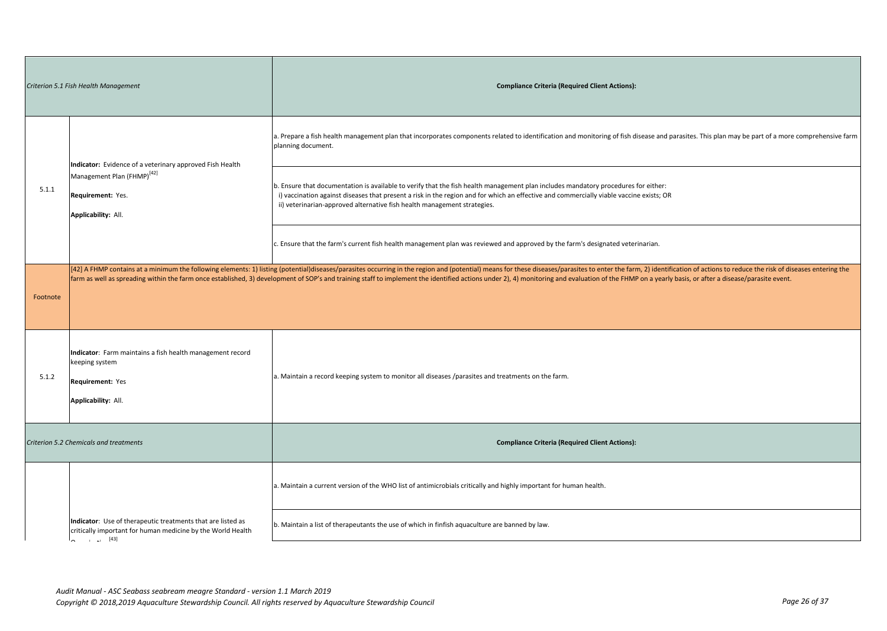| *Criterion 5.1 Fish Health Management* | | **Compliance Criteria (Required Client Actions):** |
|---|---|---|
| 5.1.1 | **Indicator:** Evidence of a veterinary approved Fish Health Management Plan (FHMP)[42]<br><br>**Requirement:** Yes.<br><br>**Applicability:** All. | a. Prepare a fish health management plan that incorporates components related to identification and monitoring of fish disease and parasites. This plan may be part of a more comprehensive farm planning document. |
| | | b. Ensure that documentation is available to verify that the fish health management plan includes mandatory procedures for either:<br>i) vaccination against diseases that present a risk in the region and for which an effective and commercially viable vaccine exists; OR<br>ii) veterinarian-approved alternative fish health management strategies. |
| | | c. Ensure that the farm's current fish health management plan was reviewed and approved by the farm's designated veterinarian. |
| Footnote | [42] A FHMP contains at a minimum the following elements: 1) listing (potential)diseases/parasites occurring in the region and (potential) means for these diseases/parasites to enter the farm, 2) identification of actions to reduce the risk of diseases entering the farm as well as spreading within the farm once established, 3) development of SOP's and training staff to implement the identified actions under 2), 4) monitoring and evaluation of the FHMP on a yearly basis, or after a disease/parasite event. | |
| 5.1.2 | **Indicator**: Farm maintains a fish health management record keeping system<br><br>**Requirement:** Yes<br><br>**Applicability:** All. | a. Maintain a record keeping system to monitor all diseases /parasites and treatments on the farm. |
| *Criterion 5.2 Chemicals and treatments* | | **Compliance Criteria (Required Client Actions):** |
| | **Indicator**: Use of therapeutic treatments that are listed as critically important for human medicine by the World Health Organization[43] | a. Maintain a current version of the WHO list of antimicrobials critically and highly important for human health. |
| | | b. Maintain a list of therapeutants the use of which in finfish aquaculture are banned by law. |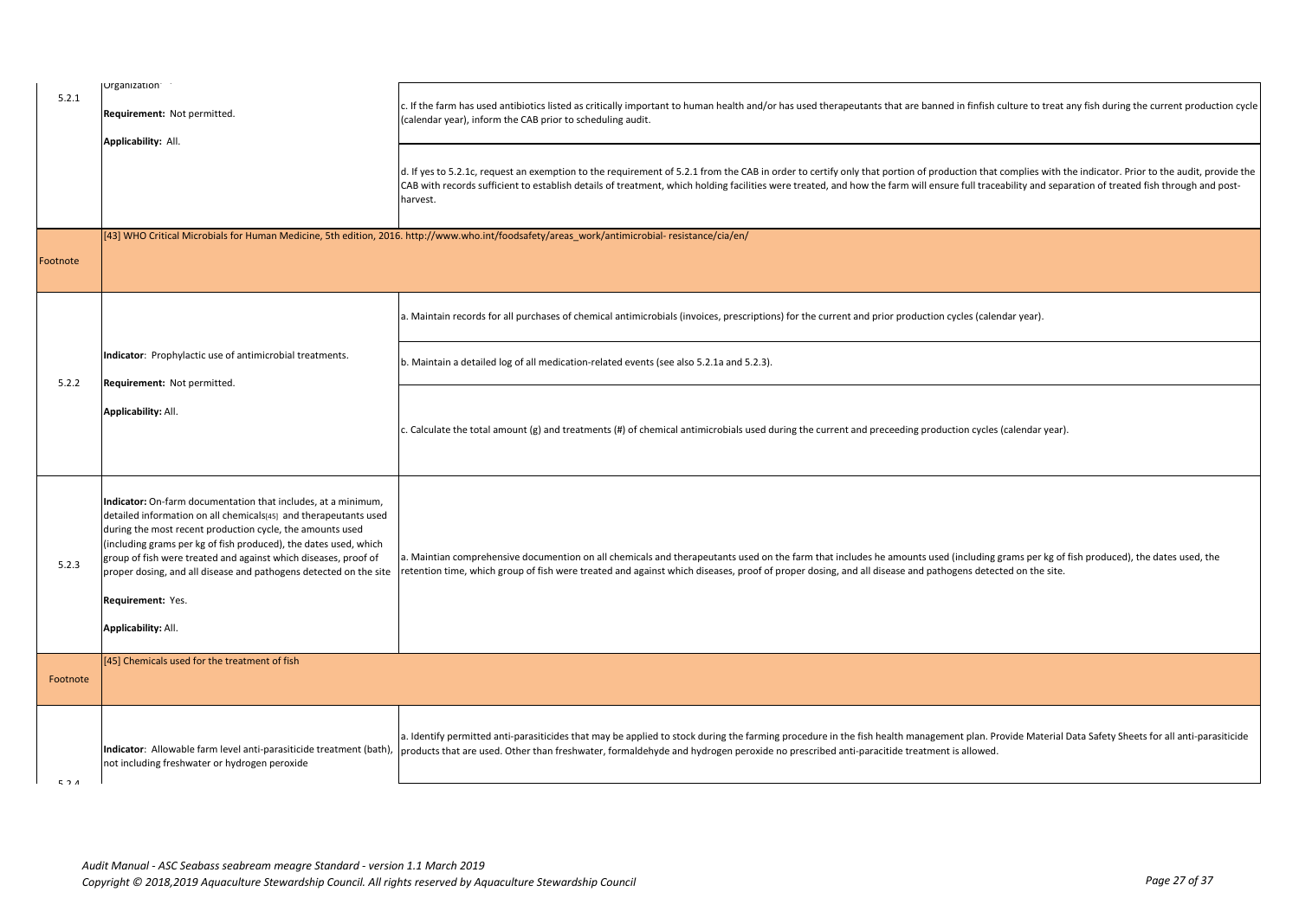| | | |
|---|---|---|
| 5.2.1 | Organization<br><br>**Requirement:** Not permitted.<br><br>**Applicability:** All. | c. If the farm has used antibiotics listed as critically important to human health and/or has used therapeutants that are banned in finfish culture to treat any fish during the current production cycle (calendar year), inform the CAB prior to scheduling audit. |
| | | d. If yes to 5.2.1c, request an exemption to the requirement of 5.2.1 from the CAB in order to certify only that portion of production that complies with the indicator. Prior to the audit, provide the CAB with records sufficient to establish details of treatment, which holding facilities were treated, and how the farm will ensure full traceability and separation of treated fish through and post-harvest. |
| Footnote | [43] WHO Critical Microbials for Human Medicine, 5th edition, 2016. http://www.who.int/foodsafety/areas_work/antimicrobial- resistance/cia/en/ | |
| 5.2.2 | **Indicator**: Prophylactic use of antimicrobial treatments.<br><br>**Requirement:** Not permitted.<br><br>**Applicability:** All. | a. Maintain records for all purchases of chemical antimicrobials (invoices, prescriptions) for the current and prior production cycles (calendar year). |
| | | b. Maintain a detailed log of all medication-related events (see also 5.2.1a and 5.2.3). |
| | | c. Calculate the total amount (g) and treatments (#) of chemical antimicrobials used during the current and preceeding production cycles (calendar year). |
| 5.2.3 | **Indicator:** On-farm documentation that includes, at a minimum, detailed information on all chemicals[45] and therapeutants used during the most recent production cycle, the amounts used (including grams per kg of fish produced), the dates used, which group of fish were treated and against which diseases, proof of proper dosing, and all disease and pathogens detected on the site<br><br>**Requirement:** Yes.<br><br>**Applicability:** All. | a. Maintian comprehensive documention on all chemicals and therapeutants used on the farm that includes he amounts used (including grams per kg of fish produced), the dates used, the retention time, which group of fish were treated and against which diseases, proof of proper dosing, and all disease and pathogens detected on the site. |
| Footnote | [45] Chemicals used for the treatment of fish | |
| 5.2.4 | **Indicator**: Allowable farm level anti-parasiticide treatment (bath), not including freshwater or hydrogen peroxide | a. Identify permitted anti-parasiticides that may be applied to stock during the farming procedure in the fish health management plan. Provide Material Data Safety Sheets for all anti-parasiticide products that are used. Other than freshwater, formaldehyde and hydrogen peroxide no prescribed anti-paracitide treatment is allowed. |

*Audit Manual - ASC Seabass seabream meagre Standard - version 1.1 March 2019*
*Copyright © 2018,2019 Aquaculture Stewardship Council. All rights reserved by Aquaculture Stewardship Council*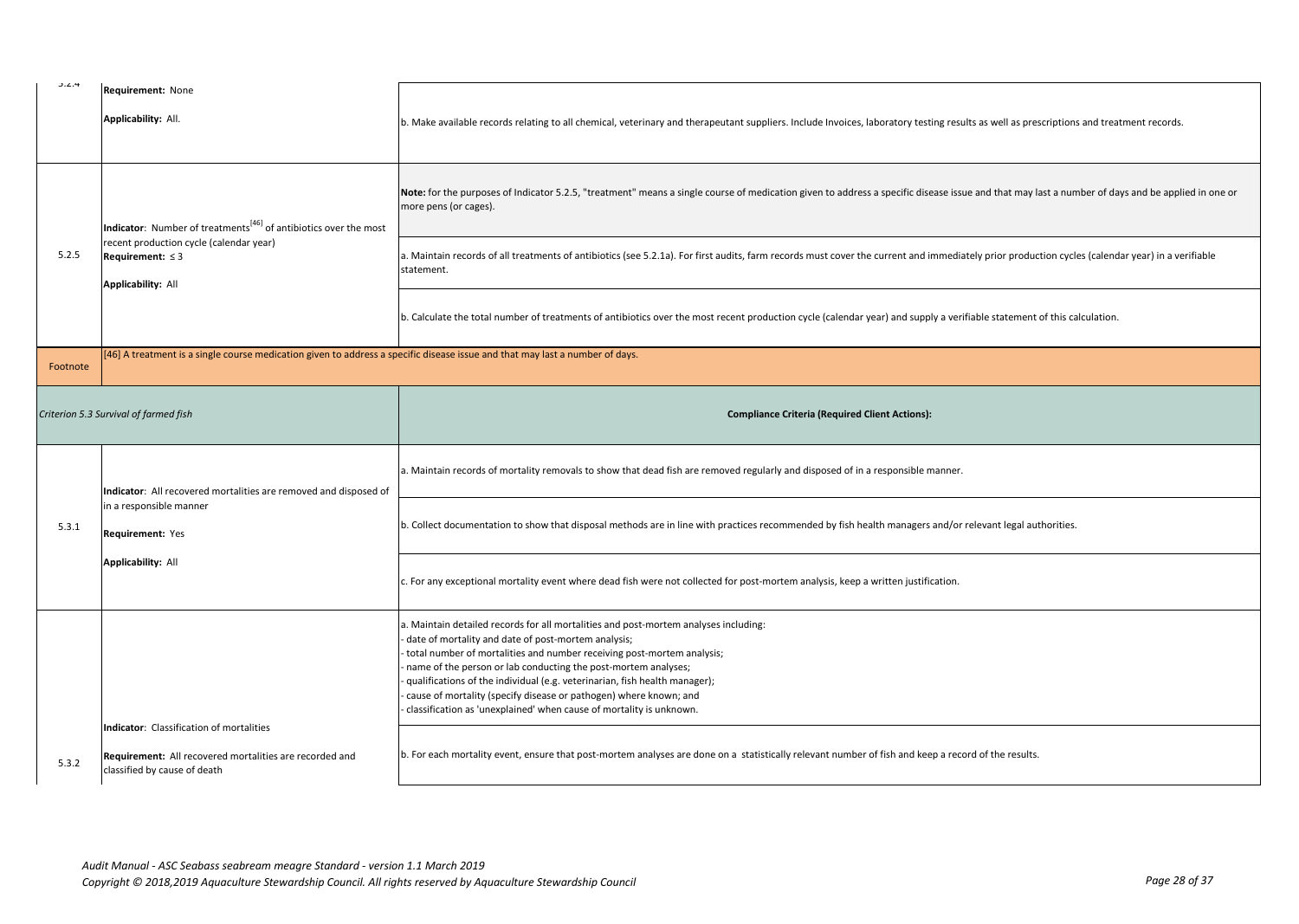| | | |
|---|---|---|
| 5.2.4 | **Requirement:** None<br><br>**Applicability:** All. | b. Make available records relating to all chemical, veterinary and therapeutant suppliers. Include Invoices, laboratory testing results as well as prescriptions and treatment records. |
| 5.2.5 | **Indicator**: Number of treatments[46] of antibiotics over the most recent production cycle (calendar year)<br>**Requirement:** ≤ 3<br><br>**Applicability:** All | **Note:** for the purposes of Indicator 5.2.5, "treatment" means a single course of medication given to address a specific disease issue and that may last a number of days and be applied in one or more pens (or cages). |
| | | a. Maintain records of all treatments of antibiotics (see 5.2.1a). For first audits, farm records must cover the current and immediately prior production cycles (calendar year) in a verifiable statement. |
| | | b. Calculate the total number of treatments of antibiotics over the most recent production cycle (calendar year) and supply a verifiable statement of this calculation. |
| Footnote | [46] A treatment is a single course medication given to address a specific disease issue and that may last a number of days. | |
| *Criterion 5.3 Survival of farmed fish* | | **Compliance Criteria (Required Client Actions):** |
| 5.3.1 | **Indicator**: All recovered mortalities are removed and disposed of in a responsible manner<br><br>**Requirement:** Yes<br><br>**Applicability:** All | a. Maintain records of mortality removals to show that dead fish are removed regularly and disposed of in a responsible manner. |
| | | b. Collect documentation to show that disposal methods are in line with practices recommended by fish health managers and/or relevant legal authorities. |
| | | c. For any exceptional mortality event where dead fish were not collected for post-mortem analysis, keep a written justification. |
| 5.3.2 | **Indicator**: Classification of mortalities<br><br>**Requirement:** All recovered mortalities are recorded and classified by cause of death | a. Maintain detailed records for all mortalities and post-mortem analyses including:<br>- date of mortality and date of post-mortem analysis;<br>- total number of mortalities and number receiving post-mortem analysis;<br>- name of the person or lab conducting the post-mortem analyses;<br>- qualifications of the individual (e.g. veterinarian, fish health manager);<br>- cause of mortality (specify disease or pathogen) where known; and<br>- classification as 'unexplained' when cause of mortality is unknown. |
| | | b. For each mortality event, ensure that post-mortem analyses are done on a statistically relevant number of fish and keep a record of the results. |

*Audit Manual - ASC Seabass seabream meagre Standard - version 1.1 March 2019*
*Copyright © 2018,2019 Aquaculture Stewardship Council. All rights reserved by Aquaculture Stewardship Council*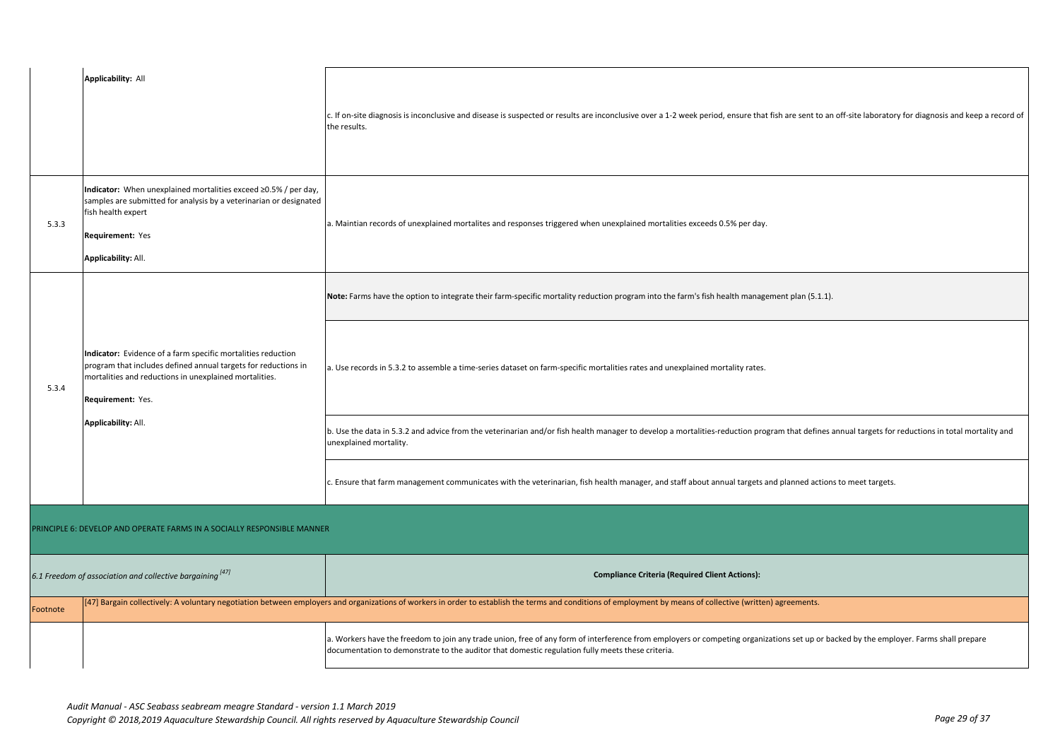| | | |
|---|---|---|
| | **Applicability:** All | c. If on-site diagnosis is inconclusive and disease is suspected or results are inconclusive over a 1-2 week period, ensure that fish are sent to an off-site laboratory for diagnosis and keep a record of the results. |
| 5.3.3 | **Indicator:** When unexplained mortalities exceed ≥0.5% / per day, samples are submitted for analysis by a veterinarian or designated fish health expert<br><br>**Requirement:** Yes<br><br>**Applicability:** All. | a. Maintian records of unexplained mortalites and responses triggered when unexplained mortalities exceeds 0.5% per day. |
| 5.3.4 | **Indicator:** Evidence of a farm specific mortalities reduction program that includes defined annual targets for reductions in mortalities and reductions in unexplained mortalities.<br><br>**Requirement:** Yes.<br><br>**Applicability:** All. | **Note:** Farms have the option to integrate their farm-specific mortality reduction program into the farm's fish health management plan (5.1.1). |
| | | a. Use records in 5.3.2 to assemble a time-series dataset on farm-specific mortalities rates and unexplained mortality rates. |
| | | b. Use the data in 5.3.2 and advice from the veterinarian and/or fish health manager to develop a mortalities-reduction program that defines annual targets for reductions in total mortality and unexplained mortality. |
| | | c. Ensure that farm management communicates with the veterinarian, fish health manager, and staff about annual targets and planned actions to meet targets. |
| PRINCIPLE 6: DEVELOP AND OPERATE FARMS IN A SOCIALLY RESPONSIBLE MANNER | | |
| *6.1 Freedom of association and collective bargaining* [47] | | **Compliance Criteria (Required Client Actions):** |
| Footnote | [47] Bargain collectively: A voluntary negotiation between employers and organizations of workers in order to establish the terms and conditions of employment by means of collective (written) agreements. | |
| | | a. Workers have the freedom to join any trade union, free of any form of interference from employers or competing organizations set up or backed by the employer. Farms shall prepare documentation to demonstrate to the auditor that domestic regulation fully meets these criteria. |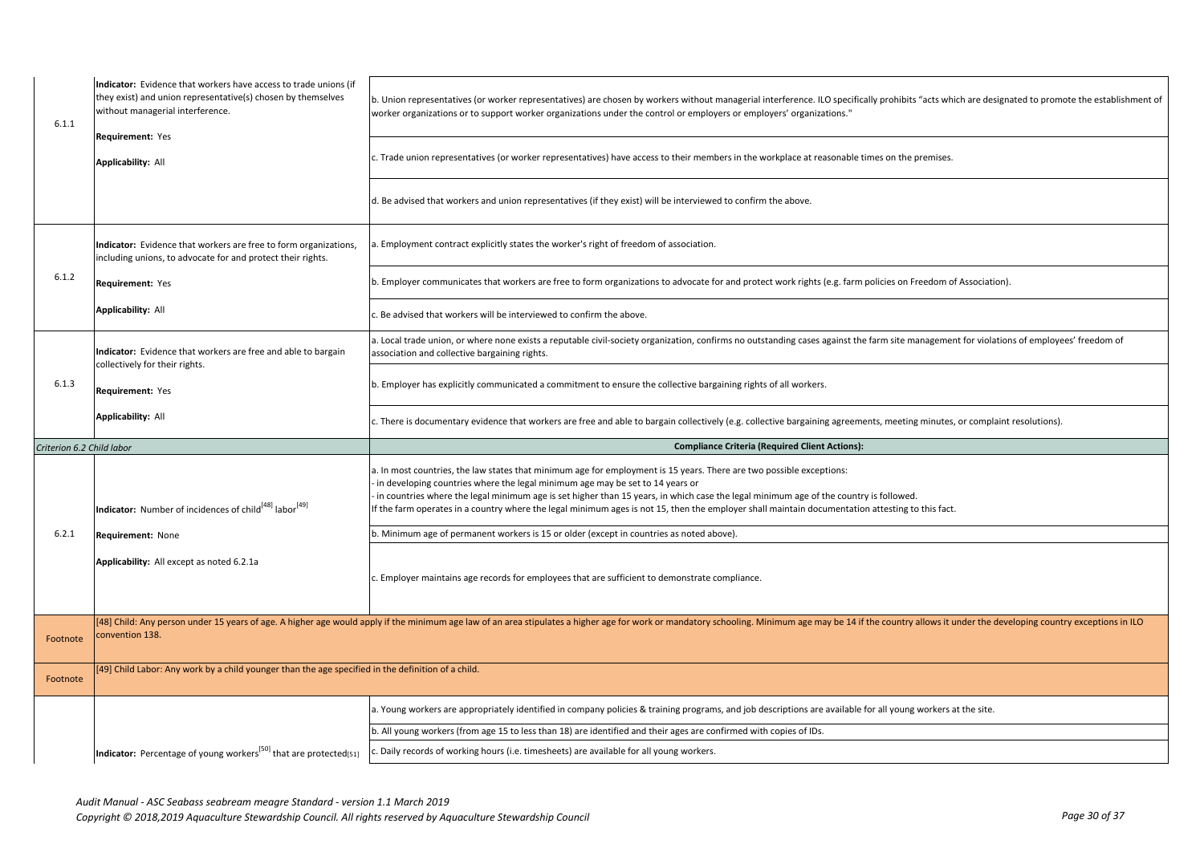| | | |
|---|---|---|
| 6.1.1 | **Indicator:** Evidence that workers have access to trade unions (if they exist) and union representative(s) chosen by themselves without managerial interference.<br><br>**Requirement:** Yes<br><br>**Applicability:** All | b. Union representatives (or worker representatives) are chosen by workers without managerial interference. ILO specifically prohibits "acts which are designated to promote the establishment of worker organizations or to support worker organizations under the control or employers or employers' organizations." |
| | | c. Trade union representatives (or worker representatives) have access to their members in the workplace at reasonable times on the premises. |
| | | d. Be advised that workers and union representatives (if they exist) will be interviewed to confirm the above. |
| 6.1.2 | **Indicator:** Evidence that workers are free to form organizations, including unions, to advocate for and protect their rights.<br><br>**Requirement:** Yes<br><br>**Applicability:** All | a. Employment contract explicitly states the worker's right of freedom of association. |
| | | b. Employer communicates that workers are free to form organizations to advocate for and protect work rights (e.g. farm policies on Freedom of Association). |
| | | c. Be advised that workers will be interviewed to confirm the above. |
| 6.1.3 | **Indicator:** Evidence that workers are free and able to bargain collectively for their rights.<br><br>**Requirement:** Yes<br><br>**Applicability:** All | a. Local trade union, or where none exists a reputable civil-society organization, confirms no outstanding cases against the farm site management for violations of employees' freedom of association and collective bargaining rights. |
| | | b. Employer has explicitly communicated a commitment to ensure the collective bargaining rights of all workers. |
| | | c. There is documentary evidence that workers are free and able to bargain collectively (e.g. collective bargaining agreements, meeting minutes, or complaint resolutions). |
| *Criterion 6.2 Child labor* | | **Compliance Criteria (Required Client Actions):** |
| 6.2.1 | **Indicator:** Number of incidences of child[48] labor[49]<br><br>**Requirement:** None<br><br>**Applicability:** All except as noted 6.2.1a | a. In most countries, the law states that minimum age for employment is 15 years. There are two possible exceptions:<br>- in developing countries where the legal minimum age may be set to 14 years or<br>- in countries where the legal minimum age is set higher than 15 years, in which case the legal minimum age of the country is followed.<br>If the farm operates in a country where the legal minimum ages is not 15, then the employer shall maintain documentation attesting to this fact. |
| | | b. Minimum age of permanent workers is 15 or older (except in countries as noted above). |
| | | c. Employer maintains age records for employees that are sufficient to demonstrate compliance. |
| Footnote | [48] Child: Any person under 15 years of age. A higher age would apply if the minimum age law of an area stipulates a higher age for work or mandatory schooling. Minimum age may be 14 if the country allows it under the developing country exceptions in ILO convention 138. | |
| Footnote | [49] Child Labor: Any work by a child younger than the age specified in the definition of a child. | |
| | | a. Young workers are appropriately identified in company policies & training programs, and job descriptions are available for all young workers at the site. |
| | | b. All young workers (from age 15 to less than 18) are identified and their ages are confirmed with copies of IDs. |
| | **Indicator:** Percentage of young workers[50] that are protected[51] | c. Daily records of working hours (i.e. timesheets) are available for all young workers. |

*Audit Manual - ASC Seabass seabream meagre Standard - version 1.1 March 2019*
*Copyright © 2018,2019 Aquaculture Stewardship Council. All rights reserved by Aquaculture Stewardship Council*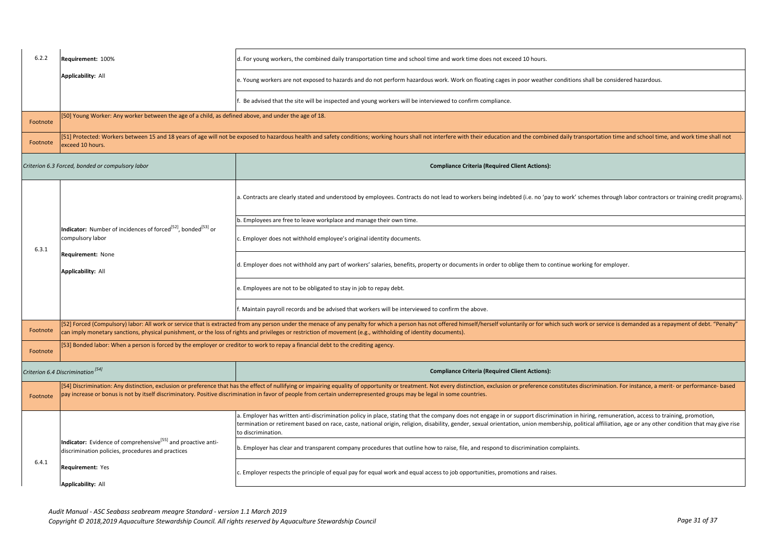| | | |
|---|---|---|
| 6.2.2 | **Requirement:** 100%<br><br>**Applicability:** All | d. For young workers, the combined daily transportation time and school time and work time does not exceed 10 hours. |
| | | e. Young workers are not exposed to hazards and do not perform hazardous work. Work on floating cages in poor weather conditions shall be considered hazardous. |
| | | f. Be advised that the site will be inspected and young workers will be interviewed to confirm compliance. |
| Footnote | [50] Young Worker: Any worker between the age of a child, as defined above, and under the age of 18. | |
| Footnote | [51] Protected: Workers between 15 and 18 years of age will not be exposed to hazardous health and safety conditions; working hours shall not interfere with their education and the combined daily transportation time and school time, and work time shall not exceed 10 hours. | |
| *Criterion 6.3 Forced, bonded or compulsory labor* | | **Compliance Criteria (Required Client Actions):** |
| 6.3.1 | **Indicator:** Number of incidences of forced[52], bonded[53] or compulsory labor<br><br>**Requirement:** None<br><br>**Applicability:** All | a. Contracts are clearly stated and understood by employees. Contracts do not lead to workers being indebted (i.e. no 'pay to work' schemes through labor contractors or training credit programs). |
| | | b. Employees are free to leave workplace and manage their own time. |
| | | c. Employer does not withhold employee's original identity documents. |
| | | d. Employer does not withhold any part of workers' salaries, benefits, property or documents in order to oblige them to continue working for employer. |
| | | e. Employees are not to be obligated to stay in job to repay debt. |
| | | f. Maintain payroll records and be advised that workers will be interviewed to confirm the above. |
| Footnote | [52] Forced (Compulsory) labor: All work or service that is extracted from any person under the menace of any penalty for which a person has not offered himself/herself voluntarily or for which such work or service is demanded as a repayment of debt. "Penalty" can imply monetary sanctions, physical punishment, or the loss of rights and privileges or restriction of movement (e.g., withholding of identity documents). | |
| Footnote | [53] Bonded labor: When a person is forced by the employer or creditor to work to repay a financial debt to the crediting agency. | |
| *Criterion 6.4 Discrimination [54]* | | **Compliance Criteria (Required Client Actions):** |
| Footnote | [54] Discrimination: Any distinction, exclusion or preference that has the effect of nullifying or impairing equality of opportunity or treatment. Not every distinction, exclusion or preference constitutes discrimination. For instance, a merit- or performance- based pay increase or bonus is not by itself discriminatory. Positive discrimination in favor of people from certain underrepresented groups may be legal in some countries. | |
| 6.4.1 | **Indicator:** Evidence of comprehensive[55] and proactive anti-discrimination policies, procedures and practices<br><br>**Requirement:** Yes<br><br>**Applicability:** All | a. Employer has written anti-discrimination policy in place, stating that the company does not engage in or support discrimination in hiring, remuneration, access to training, promotion, termination or retirement based on race, caste, national origin, religion, disability, gender, sexual orientation, union membership, political affiliation, age or any other condition that may give rise to discrimination. |
| | | b. Employer has clear and transparent company procedures that outline how to raise, file, and respond to discrimination complaints. |
| | | c. Employer respects the principle of equal pay for equal work and equal access to job opportunities, promotions and raises. |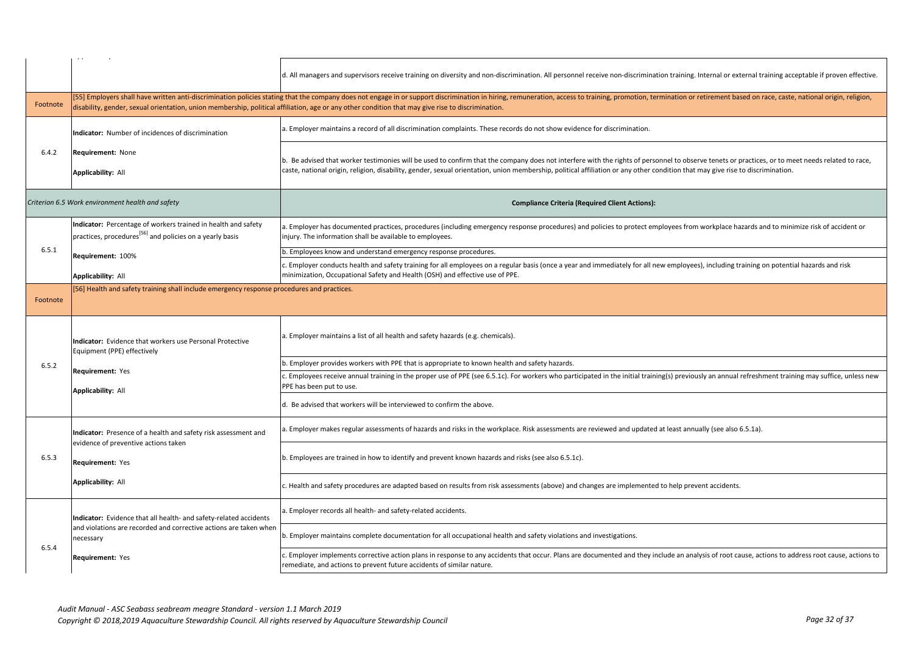| | | |
|---|---|---|
| | | d. All managers and supervisors receive training on diversity and non-discrimination. All personnel receive non-discrimination training. Internal or external training acceptable if proven effective. |
| Footnote | [55] Employers shall have written anti-discrimination policies stating that the company does not engage in or support discrimination in hiring, remuneration, access to training, promotion, termination or retirement based on race, caste, national origin, religion, disability, gender, sexual orientation, union membership, political affiliation, age or any other condition that may give rise to discrimination. | |
| 6.4.2 | **Indicator:** Number of incidences of discrimination<br><br>**Requirement:** None<br><br>**Applicability:** All | a. Employer maintains a record of all discrimination complaints. These records do not show evidence for discrimination. |
| | | b. Be advised that worker testimonies will be used to confirm that the company does not interfere with the rights of personnel to observe tenets or practices, or to meet needs related to race, caste, national origin, religion, disability, gender, sexual orientation, union membership, political affiliation or any other condition that may give rise to discrimination. |
| *Criterion 6.5 Work environment health and safety* | | **Compliance Criteria (Required Client Actions):** |
| 6.5.1 | **Indicator:** Percentage of workers trained in health and safety practices, procedures[56] and policies on a yearly basis<br><br>**Requirement:** 100%<br><br>**Applicability:** All | a. Employer has documented practices, procedures (including emergency response procedures) and policies to protect employees from workplace hazards and to minimize risk of accident or injury. The information shall be available to employees. |
| | | b. Employees know and understand emergency response procedures. |
| | | c. Employer conducts health and safety training for all employees on a regular basis (once a year and immediately for all new employees), including training on potential hazards and risk minimization, Occupational Safety and Health (OSH) and effective use of PPE. |
| Footnote | [56] Health and safety training shall include emergency response procedures and practices. | |
| 6.5.2 | **Indicator:** Evidence that workers use Personal Protective Equipment (PPE) effectively<br><br>**Requirement:** Yes<br><br>**Applicability:** All | a. Employer maintains a list of all health and safety hazards (e.g. chemicals). |
| | | b. Employer provides workers with PPE that is appropriate to known health and safety hazards. |
| | | c. Employees receive annual training in the proper use of PPE (see 6.5.1c). For workers who participated in the initial training(s) previously an annual refreshment training may suffice, unless new PPE has been put to use. |
| | | d. Be advised that workers will be interviewed to confirm the above. |
| 6.5.3 | **Indicator:** Presence of a health and safety risk assessment and evidence of preventive actions taken<br><br>**Requirement:** Yes<br><br>**Applicability:** All | a. Employer makes regular assessments of hazards and risks in the workplace. Risk assessments are reviewed and updated at least annually (see also 6.5.1a). |
| | | b. Employees are trained in how to identify and prevent known hazards and risks (see also 6.5.1c). |
| | | c. Health and safety procedures are adapted based on results from risk assessments (above) and changes are implemented to help prevent accidents. |
| 6.5.4 | **Indicator:** Evidence that all health- and safety-related accidents and violations are recorded and corrective actions are taken when necessary<br><br>**Requirement:** Yes | a. Employer records all health- and safety-related accidents. |
| | | b. Employer maintains complete documentation for all occupational health and safety violations and investigations. |
| | | c. Employer implements corrective action plans in response to any accidents that occur. Plans are documented and they include an analysis of root cause, actions to address root cause, actions to remediate, and actions to prevent future accidents of similar nature. |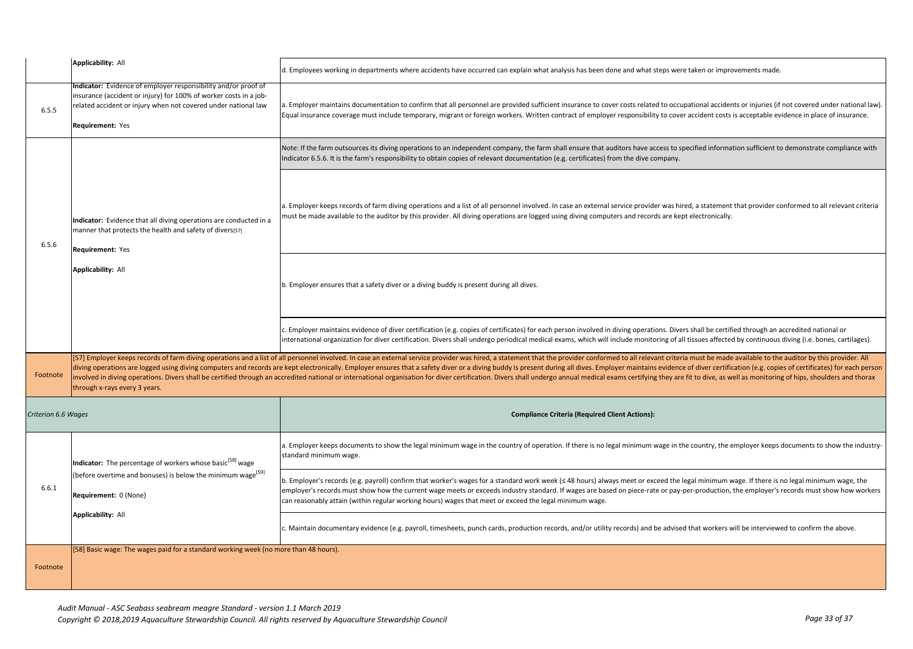| | | |
|---|---|---|
| | **Applicability:** All | d. Employees working in departments where accidents have occurred can explain what analysis has been done and what steps were taken or improvements made. |
| 6.5.5 | **Indicator:** Evidence of employer responsibility and/or proof of insurance (accident or injury) for 100% of worker costs in a job-related accident or injury when not covered under national law<br><br>**Requirement:** Yes | a. Employer maintains documentation to confirm that all personnel are provided sufficient insurance to cover costs related to occupational accidents or injuries (if not covered under national law). Equal insurance coverage must include temporary, migrant or foreign workers. Written contract of employer responsibility to cover accident costs is acceptable evidence in place of insurance. |
| 6.5.6 | **Indicator:** Evidence that all diving operations are conducted in a manner that protects the health and safety of divers[57]<br><br>**Requirement:** Yes<br><br>**Applicability:** All | Note: If the farm outsources its diving operations to an independent company, the farm shall ensure that auditors have access to specified information sufficient to demonstrate compliance with Indicator 6.5.6. It is the farm's responsibility to obtain copies of relevant documentation (e.g. certificates) from the dive company. |
| | | a. Employer keeps records of farm diving operations and a list of all personnel involved. In case an external service provider was hired, a statement that provider conformed to all relevant criteria must be made available to the auditor by this provider. All diving operations are logged using diving computers and records are kept electronically. |
| | | b. Employer ensures that a safety diver or a diving buddy is present during all dives. |
| | | c. Employer maintains evidence of diver certification (e.g. copies of certificates) for each person involved in diving operations. Divers shall be certified through an accredited national or international organization for diver certification. Divers shall undergo periodical medical exams, which will include monitoring of all tissues affected by continuous diving (i.e. bones, cartilages). |
| Footnote | [57] Employer keeps records of farm diving operations and a list of all personnel involved. In case an external service provider was hired, a statement that the provider conformed to all relevant criteria must be made available to the auditor by this provider. All diving operations are logged using diving computers and records are kept electronically. Employer ensures that a safety diver or a diving buddy is present during all dives. Employer maintains evidence of diver certification (e.g. copies of certificates) for each person involved in diving operations. Divers shall be certified through an accredited national or international organisation for diver certification. Divers shall undergo annual medical exams certifying they are fit to dive, as well as monitoring of hips, shoulders and thorax through x-rays every 3 years. | |
| *Criterion 6.6 Wages* | | **Compliance Criteria (Required Client Actions):** |
| 6.6.1 | **Indicator:** The percentage of workers whose basic[58] wage (before overtime and bonuses) is below the minimum wage[59]<br><br>**Requirement:** 0 (None)<br><br>**Applicability:** All | a. Employer keeps documents to show the legal minimum wage in the country of operation. If there is no legal minimum wage in the country, the employer keeps documents to show the industry-standard minimum wage. |
| | | b. Employer's records (e.g. payroll) confirm that worker's wages for a standard work week (≤ 48 hours) always meet or exceed the legal minimum wage. If there is no legal minimum wage, the employer's records must show how the current wage meets or exceeds industry standard. If wages are based on piece-rate or pay-per-production, the employer's records must show how workers can reasonably attain (within regular working hours) wages that meet or exceed the legal minimum wage. |
| | | c. Maintain documentary evidence (e.g. payroll, timesheets, punch cards, production records, and/or utility records) and be advised that workers will be interviewed to confirm the above. |
| Footnote | [58] Basic wage: The wages paid for a standard working week (no more than 48 hours). | |

*Audit Manual - ASC Seabass seabream meagre Standard - version 1.1 March 2019*
*Copyright © 2018,2019 Aquaculture Stewardship Council. All rights reserved by Aquaculture Stewardship Council*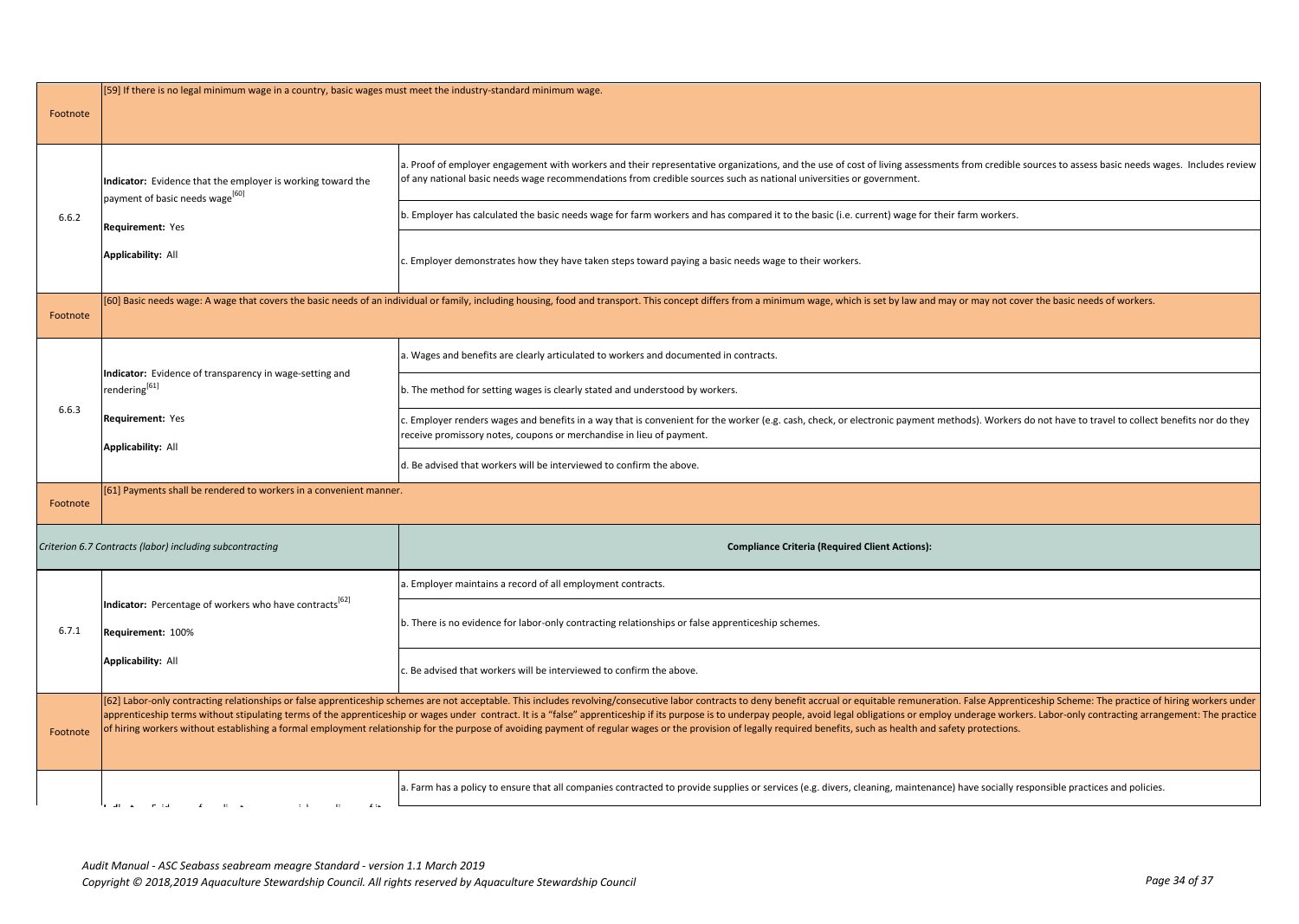| | | |
|---|---|---|
| Footnote | [59] If there is no legal minimum wage in a country, basic wages must meet the industry-standard minimum wage. | |
| 6.6.2 | **Indicator:** Evidence that the employer is working toward the payment of basic needs wage[60]<br><br>**Requirement:** Yes<br><br>**Applicability:** All | a. Proof of employer engagement with workers and their representative organizations, and the use of cost of living assessments from credible sources to assess basic needs wages. Includes review of any national basic needs wage recommendations from credible sources such as national universities or government. |
| | | b. Employer has calculated the basic needs wage for farm workers and has compared it to the basic (i.e. current) wage for their farm workers. |
| | | c. Employer demonstrates how they have taken steps toward paying a basic needs wage to their workers. |
| Footnote | [60] Basic needs wage: A wage that covers the basic needs of an individual or family, including housing, food and transport. This concept differs from a minimum wage, which is set by law and may or may not cover the basic needs of workers. | |
| 6.6.3 | **Indicator:** Evidence of transparency in wage-setting and rendering[61]<br><br>**Requirement:** Yes<br><br>**Applicability:** All | a. Wages and benefits are clearly articulated to workers and documented in contracts. |
| | | b. The method for setting wages is clearly stated and understood by workers. |
| | | c. Employer renders wages and benefits in a way that is convenient for the worker (e.g. cash, check, or electronic payment methods). Workers do not have to travel to collect benefits nor do they receive promissory notes, coupons or merchandise in lieu of payment. |
| | | d. Be advised that workers will be interviewed to confirm the above. |
| Footnote | [61] Payments shall be rendered to workers in a convenient manner. | |
| *Criterion 6.7 Contracts (labor) including subcontracting* | | **Compliance Criteria (Required Client Actions):** |
| 6.7.1 | **Indicator:** Percentage of workers who have contracts[62]<br><br>**Requirement:** 100%<br><br>**Applicability:** All | a. Employer maintains a record of all employment contracts. |
| | | b. There is no evidence for labor-only contracting relationships or false apprenticeship schemes. |
| | | c. Be advised that workers will be interviewed to confirm the above. |
| Footnote | [62] Labor-only contracting relationships or false apprenticeship schemes are not acceptable. This includes revolving/consecutive labor contracts to deny benefit accrual or equitable remuneration. False Apprenticeship Scheme: The practice of hiring workers under apprenticeship terms without stipulating terms of the apprenticeship or wages under contract. It is a "false" apprenticeship if its purpose is to underpay people, avoid legal obligations or employ underage workers. Labor-only contracting arrangement: The practice of hiring workers without establishing a formal employment relationship for the purpose of avoiding payment of regular wages or the provision of legally required benefits, such as health and safety protections. | |
| | | a. Farm has a policy to ensure that all companies contracted to provide supplies or services (e.g. divers, cleaning, maintenance) have socially responsible practices and policies. |

*Audit Manual - ASC Seabass seabream meagre Standard - version 1.1 March 2019*
*Copyright © 2018,2019 Aquaculture Stewardship Council. All rights reserved by Aquaculture Stewardship Council*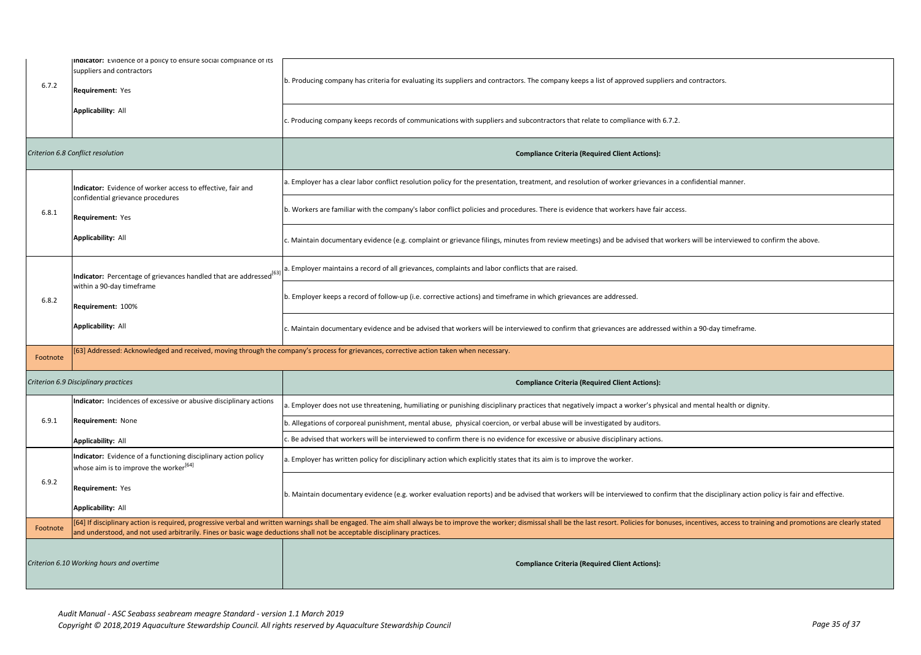| | | |
|---|---|---|
| 6.7.2 | **Indicator:** Evidence of a policy to ensure social compliance of its suppliers and contractors<br><br>**Requirement:** Yes<br><br>**Applicability:** All | b. Producing company has criteria for evaluating its suppliers and contractors. The company keeps a list of approved suppliers and contractors. |
| | | c. Producing company keeps records of communications with suppliers and subcontractors that relate to compliance with 6.7.2. |
| *Criterion 6.8 Conflict resolution* | | **Compliance Criteria (Required Client Actions):** |
| 6.8.1 | **Indicator:** Evidence of worker access to effective, fair and confidential grievance procedures<br><br>**Requirement:** Yes<br><br>**Applicability:** All | a. Employer has a clear labor conflict resolution policy for the presentation, treatment, and resolution of worker grievances in a confidential manner. |
| | | b. Workers are familiar with the company's labor conflict policies and procedures. There is evidence that workers have fair access. |
| | | c. Maintain documentary evidence (e.g. complaint or grievance filings, minutes from review meetings) and be advised that workers will be interviewed to confirm the above. |
| 6.8.2 | **Indicator:** Percentage of grievances handled that are addressed[63] within a 90-day timeframe<br><br>**Requirement:** 100%<br><br>**Applicability:** All | a. Employer maintains a record of all grievances, complaints and labor conflicts that are raised. |
| | | b. Employer keeps a record of follow-up (i.e. corrective actions) and timeframe in which grievances are addressed. |
| | | c. Maintain documentary evidence and be advised that workers will be interviewed to confirm that grievances are addressed within a 90-day timeframe. |
| Footnote | [63] Addressed: Acknowledged and received, moving through the company's process for grievances, corrective action taken when necessary. | |
| *Criterion 6.9 Disciplinary practices* | | **Compliance Criteria (Required Client Actions):** |
| 6.9.1 | **Indicator:** Incidences of excessive or abusive disciplinary actions<br><br>**Requirement:** None<br><br>**Applicability:** All | a. Employer does not use threatening, humiliating or punishing disciplinary practices that negatively impact a worker's physical and mental health or dignity. |
| | | b. Allegations of corporeal punishment, mental abuse, physical coercion, or verbal abuse will be investigated by auditors. |
| | | c. Be advised that workers will be interviewed to confirm there is no evidence for excessive or abusive disciplinary actions. |
| 6.9.2 | **Indicator:** Evidence of a functioning disciplinary action policy whose aim is to improve the worker[64]<br><br>**Requirement:** Yes<br><br>**Applicability:** All | a. Employer has written policy for disciplinary action which explicitly states that its aim is to improve the worker. |
| | | b. Maintain documentary evidence (e.g. worker evaluation reports) and be advised that workers will be interviewed to confirm that the disciplinary action policy is fair and effective. |
| Footnote | [64] If disciplinary action is required, progressive verbal and written warnings shall be engaged. The aim shall always be to improve the worker; dismissal shall be the last resort. Policies for bonuses, incentives, access to training and promotions are clearly stated and understood, and not used arbitrarily. Fines or basic wage deductions shall not be acceptable disciplinary practices. | |
| *Criterion 6.10 Working hours and overtime* | | **Compliance Criteria (Required Client Actions):** |

*Audit Manual - ASC Seabass seabream meagre Standard - version 1.1 March 2019*
*Copyright © 2018,2019 Aquaculture Stewardship Council. All rights reserved by Aquaculture Stewardship Council*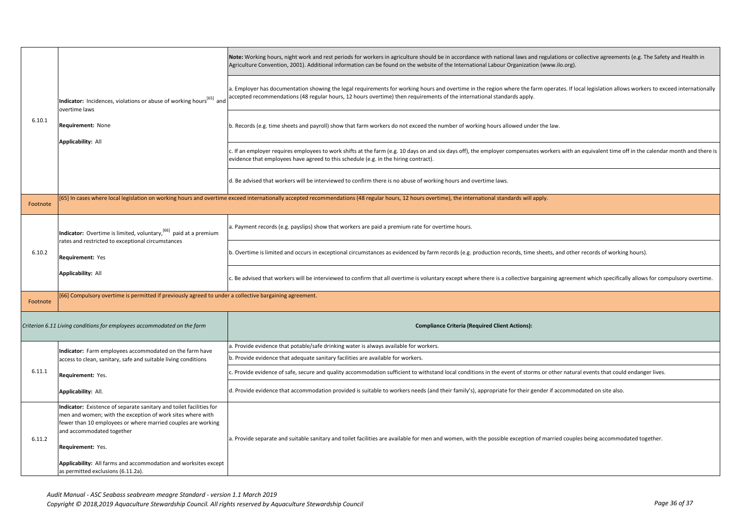| | | |
|---|---|---|
| 6.10.1 | **Indicator:** Incidences, violations or abuse of working hours[65] and overtime laws<br><br>**Requirement:** None<br><br>**Applicability:** All | **Note:** Working hours, night work and rest periods for workers in agriculture should be in accordance with national laws and regulations or collective agreements (e.g. The Safety and Health in Agriculture Convention, 2001). Additional information can be found on the website of the International Labour Organization (www.ilo.org). |
| | | a. Employer has documentation showing the legal requirements for working hours and overtime in the region where the farm operates. If local legislation allows workers to exceed internationally accepted recommendations (48 regular hours, 12 hours overtime) then requirements of the international standards apply. |
| | | b. Records (e.g. time sheets and payroll) show that farm workers do not exceed the number of working hours allowed under the law. |
| | | c. If an employer requires employees to work shifts at the farm (e.g. 10 days on and six days off), the employer compensates workers with an equivalent time off in the calendar month and there is evidence that employees have agreed to this schedule (e.g. in the hiring contract). |
| | | d. Be advised that workers will be interviewed to confirm there is no abuse of working hours and overtime laws. |
| Footnote | [65] In cases where local legislation on working hours and overtime exceed internationally accepted recommendations (48 regular hours, 12 hours overtime), the international standards will apply. | |
| 6.10.2 | **Indicator:** Overtime is limited, voluntary,[66] paid at a premium rates and restricted to exceptional circumstances<br><br>**Requirement:** Yes<br><br>**Applicability:** All | a. Payment records (e.g. payslips) show that workers are paid a premium rate for overtime hours. |
| | | b. Overtime is limited and occurs in exceptional circumstances as evidenced by farm records (e.g. production records, time sheets, and other records of working hours). |
| | | c. Be advised that workers will be interviewed to confirm that all overtime is voluntary except where there is a collective bargaining agreement which specifically allows for compulsory overtime. |
| Footnote | [66] Compulsory overtime is permitted if previously agreed to under a collective bargaining agreement. | |
| *Criterion 6.11 Living conditions for employees accommodated on the farm* | | **Compliance Criteria (Required Client Actions):** |
| 6.11.1 | **Indicator:** Farm employees accommodated on the farm have access to clean, sanitary, safe and suitable living conditions<br><br>**Requirement:** Yes.<br><br>**Applicability:** All. | a. Provide evidence that potable/safe drinking water is always available for workers. |
| | | b. Provide evidence that adequate sanitary facilities are available for workers. |
| | | c. Provide evidence of safe, secure and quality accommodation sufficient to withstand local conditions in the event of storms or other natural events that could endanger lives. |
| | | d. Provide evidence that accommodation provided is suitable to workers needs (and their family's), appropriate for their gender if accommodated on site also. |
| 6.11.2 | **Indicator:** Existence of separate sanitary and toilet facilities for men and women; with the exception of work sites where with fewer than 10 employees or where married couples are working and accommodated together<br><br>**Requirement:** Yes.<br><br>**Applicability:** All farms and accommodation and worksites except as permitted exclusions (6.11.2a). | a. Provide separate and suitable sanitary and toilet facilities are available for men and women, with the possible exception of married couples being accommodated together. |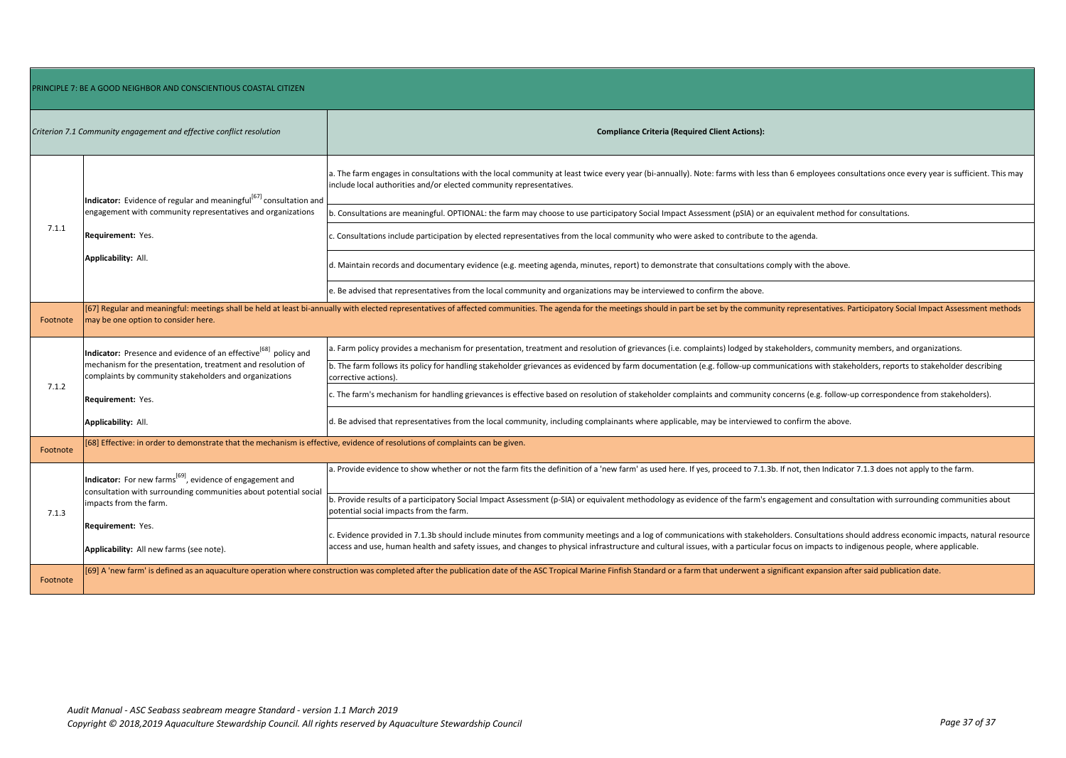| PRINCIPLE 7: BE A GOOD NEIGHBOR AND CONSCIENTIOUS COASTAL CITIZEN | | |
|---|---|---|
| *Criterion 7.1 Community engagement and effective conflict resolution* | | **Compliance Criteria (Required Client Actions):** |
| 7.1.1 | **Indicator:** Evidence of regular and meaningful[67] consultation and engagement with community representatives and organizations<br><br>**Requirement:** Yes.<br><br>**Applicability:** All. | a. The farm engages in consultations with the local community at least twice every year (bi-annually). Note: farms with less than 6 employees consultations once every year is sufficient. This may include local authorities and/or elected community representatives. |
| | | b. Consultations are meaningful. OPTIONAL: the farm may choose to use participatory Social Impact Assessment (pSIA) or an equivalent method for consultations. |
| | | c. Consultations include participation by elected representatives from the local community who were asked to contribute to the agenda. |
| | | d. Maintain records and documentary evidence (e.g. meeting agenda, minutes, report) to demonstrate that consultations comply with the above. |
| | | e. Be advised that representatives from the local community and organizations may be interviewed to confirm the above. |
| Footnote | [67] Regular and meaningful: meetings shall be held at least bi-annually with elected representatives of affected communities. The agenda for the meetings should in part be set by the community representatives. Participatory Social Impact Assessment methods may be one option to consider here. | |
| 7.1.2 | **Indicator:** Presence and evidence of an effective[68] policy and mechanism for the presentation, treatment and resolution of complaints by community stakeholders and organizations<br><br>**Requirement:** Yes.<br><br>**Applicability:** All. | a. Farm policy provides a mechanism for presentation, treatment and resolution of grievances (i.e. complaints) lodged by stakeholders, community members, and organizations. |
| | | b. The farm follows its policy for handling stakeholder grievances as evidenced by farm documentation (e.g. follow-up communications with stakeholders, reports to stakeholder describing corrective actions). |
| | | c. The farm's mechanism for handling grievances is effective based on resolution of stakeholder complaints and community concerns (e.g. follow-up correspondence from stakeholders). |
| | | d. Be advised that representatives from the local community, including complainants where applicable, may be interviewed to confirm the above. |
| Footnote | [68] Effective: in order to demonstrate that the mechanism is effective, evidence of resolutions of complaints can be given. | |
| 7.1.3 | **Indicator:** For new farms[69], evidence of engagement and consultation with surrounding communities about potential social impacts from the farm.<br><br>**Requirement:** Yes.<br><br>**Applicability:** All new farms (see note). | a. Provide evidence to show whether or not the farm fits the definition of a 'new farm' as used here. If yes, proceed to 7.1.3b. If not, then Indicator 7.1.3 does not apply to the farm. |
| | | b. Provide results of a participatory Social Impact Assessment (p-SIA) or equivalent methodology as evidence of the farm's engagement and consultation with surrounding communities about potential social impacts from the farm. |
| | | c. Evidence provided in 7.1.3b should include minutes from community meetings and a log of communications with stakeholders. Consultations should address economic impacts, natural resource access and use, human health and safety issues, and changes to physical infrastructure and cultural issues, with a particular focus on impacts to indigenous people, where applicable. |
| Footnote | [69] A 'new farm' is defined as an aquaculture operation where construction was completed after the publication date of the ASC Tropical Marine Finfish Standard or a farm that underwent a significant expansion after said publication date. | |